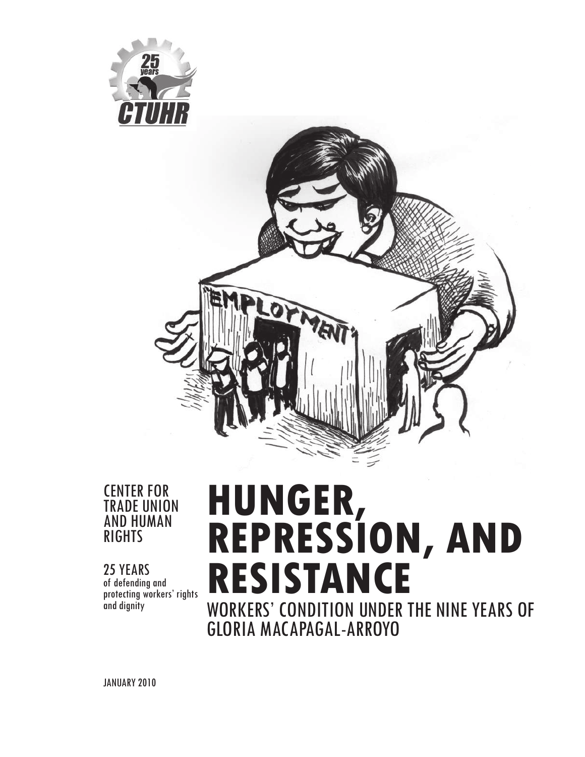CENTER FOR TRADE UNION AND HUMAN RIGHTS

25 YEARS
of defending and protecting workers' rights and dignity

# HUNGER, REPRESSION, AND RESISTANCE

## WORKERS' CONDITION UNDER THE NINE YEARS OF GLORIA MACAPAGAL-ARROYO

JANUARY 2010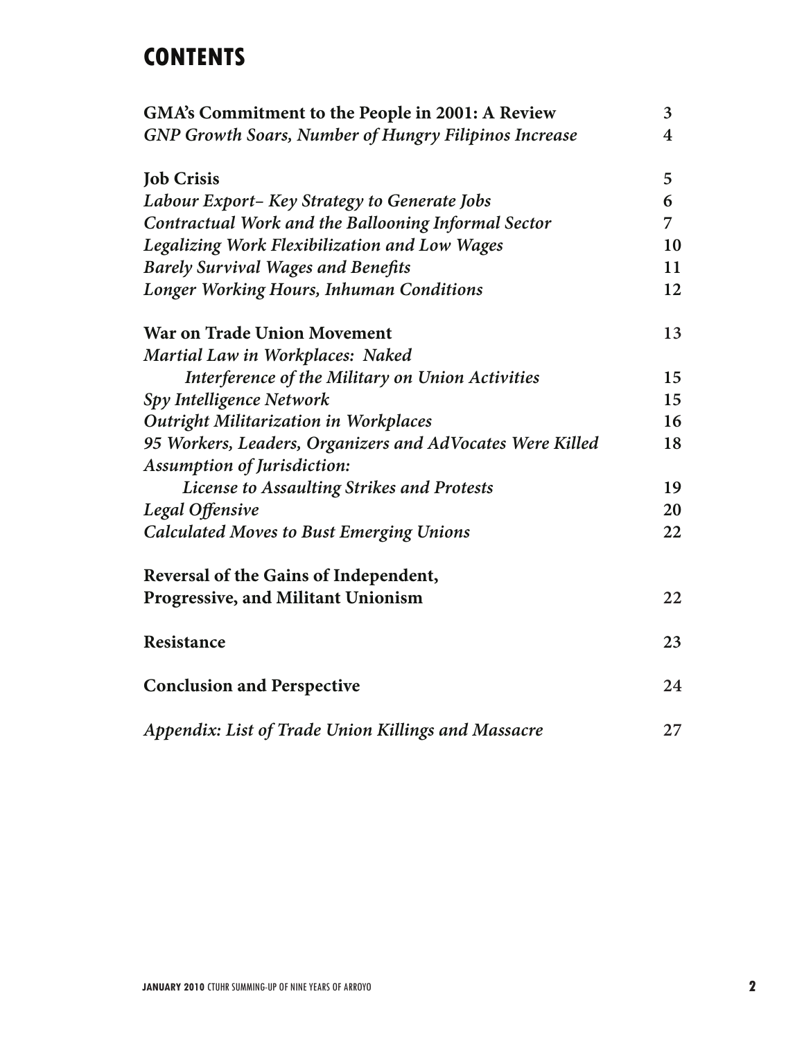# CONTENTS

| | |
|---|---|
| **GMA's Commitment to the People in 2001: A Review** | **3** |
| ***GNP Growth Soars, Number of Hungry Filipinos Increase*** | **4** |
| **Job Crisis** | **5** |
| ***Labour Export– Key Strategy to Generate Jobs*** | **6** |
| ***Contractual Work and the Ballooning Informal Sector*** | **7** |
| ***Legalizing Work Flexibilization and Low Wages*** | **10** |
| ***Barely Survival Wages and Benefits*** | **11** |
| ***Longer Working Hours, Inhuman Conditions*** | **12** |
| **War on Trade Union Movement** | **13** |
| ***Martial Law in Workplaces: Naked Interference of the Military on Union Activities*** | **15** |
| ***Spy Intelligence Network*** | **15** |
| ***Outright Militarization in Workplaces*** | **16** |
| ***95 Workers, Leaders, Organizers and AdVocates Were Killed*** | **18** |
| ***Assumption of Jurisdiction: License to Assaulting Strikes and Protests*** | **19** |
| ***Legal Offensive*** | **20** |
| ***Calculated Moves to Bust Emerging Unions*** | **22** |
| **Reversal of the Gains of Independent, Progressive, and Militant Unionism** | **22** |
| **Resistance** | **23** |
| **Conclusion and Perspective** | **24** |
| ***Appendix: List of Trade Union Killings and Massacre*** | **27** |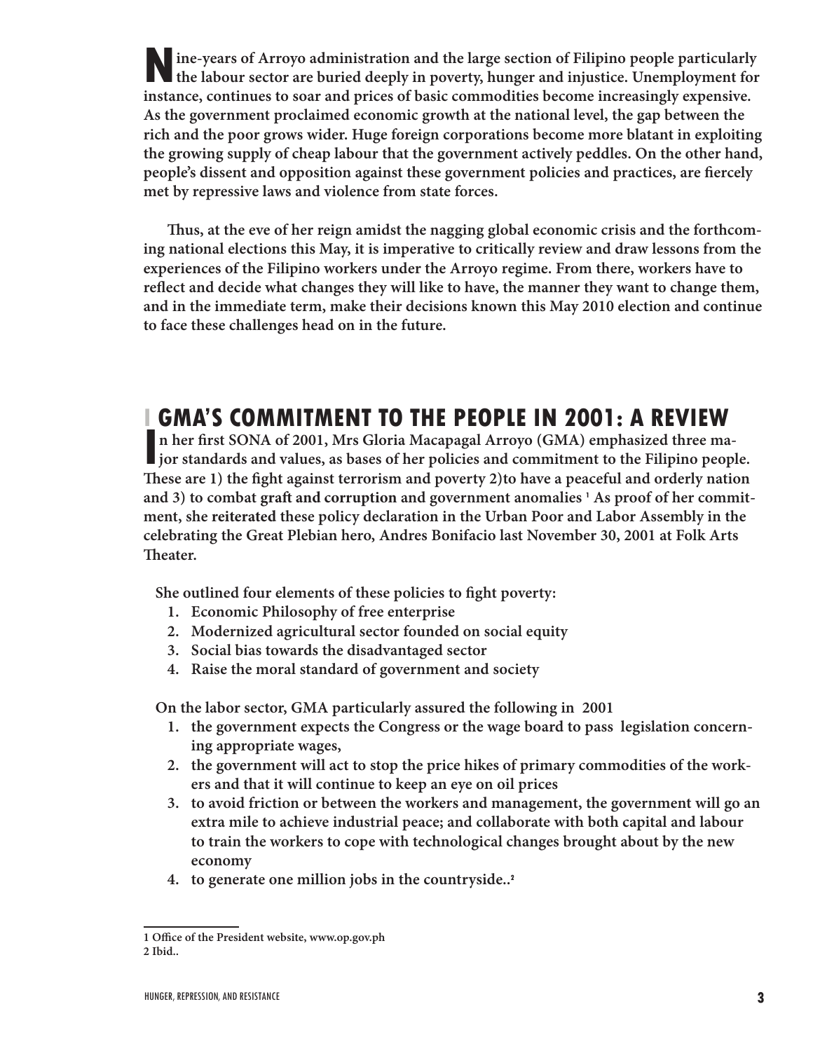**Nine-years of Arroyo administration and the large section of Filipino people particularly the labour sector are buried deeply in poverty, hunger and injustice. Unemployment for instance, continues to soar and prices of basic commodities become increasingly expensive. As the government proclaimed economic growth at the national level, the gap between the rich and the poor grows wider. Huge foreign corporations become more blatant in exploiting the growing supply of cheap labour that the government actively peddles. On the other hand, people's dissent and opposition against these government policies and practices, are fiercely met by repressive laws and violence from state forces.**

**Thus, at the eve of her reign amidst the nagging global economic crisis and the forthcoming national elections this May, it is imperative to critically review and draw lessons from the experiences of the Filipino workers under the Arroyo regime. From there, workers have to reflect and decide what changes they will like to have, the manner they want to change them, and in the immediate term, make their decisions known this May 2010 election and continue to face these challenges head on in the future.**

## GMA'S COMMITMENT TO THE PEOPLE IN 2001: A REVIEW

**In her first SONA of 2001, Mrs Gloria Macapagal Arroyo (GMA) emphasized three major standards and values, as bases of her policies and commitment to the Filipino people. These are 1) the fight against terrorism and poverty 2)to have a peaceful and orderly nation and 3) to combat graft and corruption and government anomalies [1] As proof of her commitment, she reiterated these policy declaration in the Urban Poor and Labor Assembly in the celebrating the Great Plebian hero, Andres Bonifacio last November 30, 2001 at Folk Arts Theater.**

**She outlined four elements of these policies to fight poverty:**

1. **Economic Philosophy of free enterprise**
2. **Modernized agricultural sector founded on social equity**
3. **Social bias towards the disadvantaged sector**
4. **Raise the moral standard of government and society**

**On the labor sector, GMA particularly assured the following in 2001**

1. **the government expects the Congress or the wage board to pass legislation concerning appropriate wages,**
2. **the government will act to stop the price hikes of primary commodities of the workers and that it will continue to keep an eye on oil prices**
3. **to avoid friction or between the workers and management, the government will go an extra mile to achieve industrial peace; and collaborate with both capital and labour to train the workers to cope with technological changes brought about by the new economy**
4. **to generate one million jobs in the countryside..[2]**

---

1 Office of the President website, www.op.gov.ph

2 Ibid..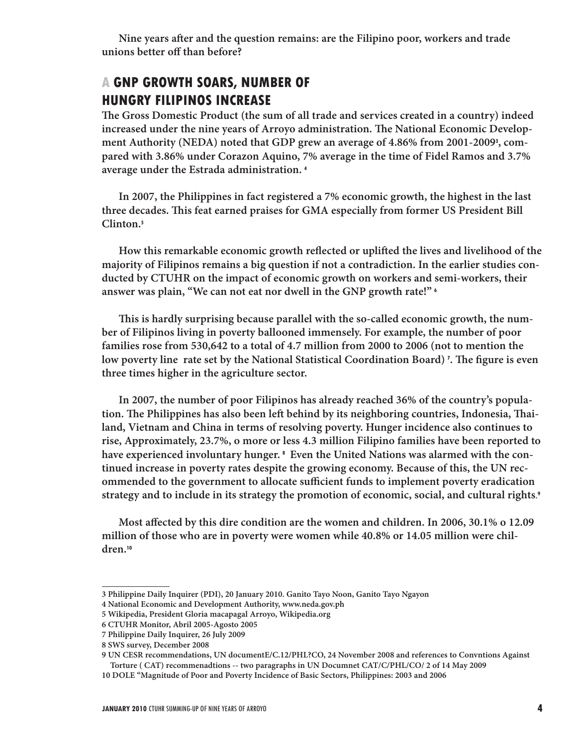**Nine years after and the question remains: are the Filipino poor, workers and trade unions better off than before?**

## A GNP GROWTH SOARS, NUMBER OF HUNGRY FILIPINOS INCREASE

**The Gross Domestic Product (the sum of all trade and services created in a country) indeed increased under the nine years of Arroyo administration. The National Economic Development Authority (NEDA) noted that GDP grew an average of 4.86% from 2001-2009[3], compared with 3.86% under Corazon Aquino, 7% average in the time of Fidel Ramos and 3.7% average under the Estrada administration. [4]**

**In 2007, the Philippines in fact registered a 7% economic growth, the highest in the last three decades. This feat earned praises for GMA especially from former US President Bill Clinton.[5]**

**How this remarkable economic growth reflected or uplifted the lives and livelihood of the majority of Filipinos remains a big question if not a contradiction. In the earlier studies conducted by CTUHR on the impact of economic growth on workers and semi-workers, their answer was plain, "We can not eat nor dwell in the GNP growth rate!" [6]**

**This is hardly surprising because parallel with the so-called economic growth, the number of Filipinos living in poverty ballooned immensely. For example, the number of poor families rose from 530,642 to a total of 4.7 million from 2000 to 2006 (not to mention the low poverty line rate set by the National Statistical Coordination Board) [7]. The figure is even three times higher in the agriculture sector.**

**In 2007, the number of poor Filipinos has already reached 36% of the country's population. The Philippines has also been left behind by its neighboring countries, Indonesia, Thailand, Vietnam and China in terms of resolving poverty. Hunger incidence also continues to rise, Approximately, 23.7%, o more or less 4.3 million Filipino families have been reported to have experienced involuntary hunger. [8] Even the United Nations was alarmed with the continued increase in poverty rates despite the growing economy. Because of this, the UN recommended to the government to allocate sufficient funds to implement poverty eradication strategy and to include in its strategy the promotion of economic, social, and cultural rights.[9]**

**Most affected by this dire condition are the women and children. In 2006, 30.1% o 12.09 million of those who are in poverty were women while 40.8% or 14.05 million were children.[10]**

---

3 Philippine Daily Inquirer (PDI), 20 January 2010. Ganito Tayo Noon, Ganito Tayo Ngayon

4 National Economic and Development Authority, www.neda.gov.ph

5 Wikipedia, President Gloria macapagal Arroyo, Wikipedia.org

6 CTUHR Monitor, Abril 2005-Agosto 2005

7 Philippine Daily Inquirer, 26 July 2009

8 SWS survey, December 2008

9 UN CESR recommendations, UN documentE/C.12/PHL?CO, 24 November 2008 and references to Convntions Against Torture ( CAT) recommenadtions -- two paragraphs in UN Documnet CAT/C/PHL/CO/ 2 of 14 May 2009

10 DOLE "Magnitude of Poor and Poverty Incidence of Basic Sectors, Philippines: 2003 and 2006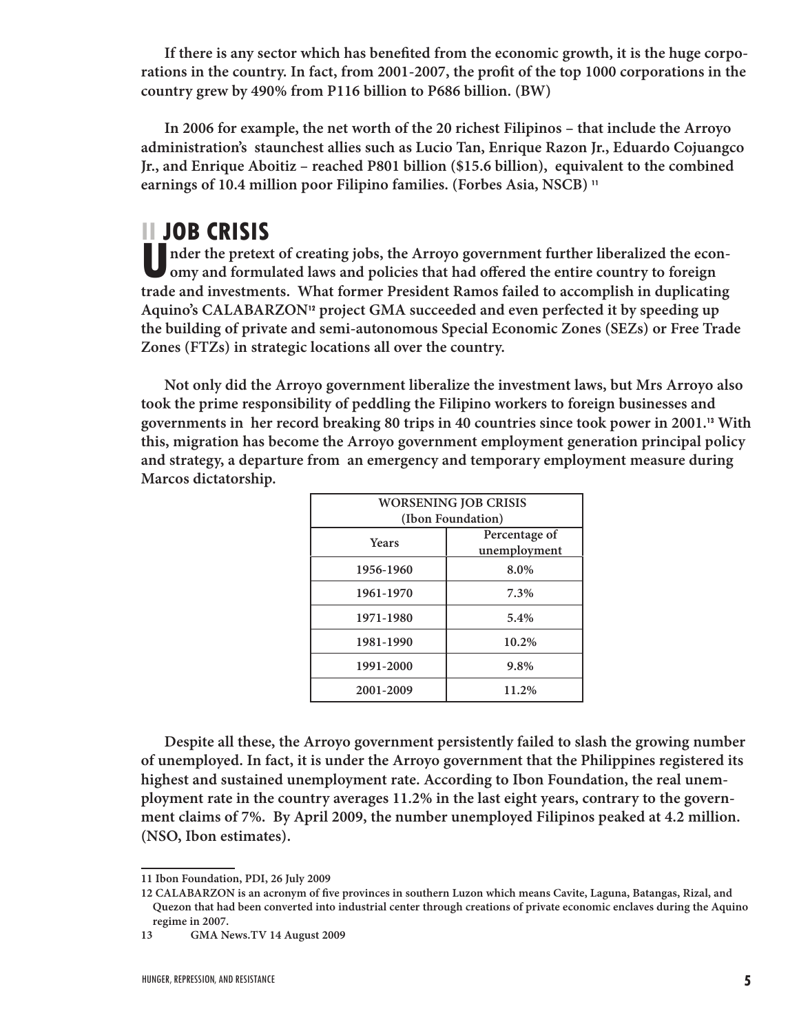**If there is any sector which has benefited from the economic growth, it is the huge corporations in the country. In fact, from 2001-2007, the profit of the top 1000 corporations in the country grew by 490% from P116 billion to P686 billion. (BW)**

**In 2006 for example, the net worth of the 20 richest Filipinos – that include the Arroyo administration's staunchest allies such as Lucio Tan, Enrique Razon Jr., Eduardo Cojuangco Jr., and Enrique Aboitiz – reached P801 billion ($15.6 billion), equivalent to the combined earnings of 10.4 million poor Filipino families. (Forbes Asia, NSCB) [11]**

## II JOB CRISIS

**Under the pretext of creating jobs, the Arroyo government further liberalized the economy and formulated laws and policies that had offered the entire country to foreign trade and investments. What former President Ramos failed to accomplish in duplicating Aquino's CALABARZON[12] project GMA succeeded and even perfected it by speeding up the building of private and semi-autonomous Special Economic Zones (SEZs) or Free Trade Zones (FTZs) in strategic locations all over the country.**

**Not only did the Arroyo government liberalize the investment laws, but Mrs Arroyo also took the prime responsibility of peddling the Filipino workers to foreign businesses and governments in her record breaking 80 trips in 40 countries since took power in 2001.[13] With this, migration has become the Arroyo government employment generation principal policy and strategy, a departure from an emergency and temporary employment measure during Marcos dictatorship.**

| WORSENING JOB CRISIS (Ibon Foundation) | |
|---|---|
| **Years** | **Percentage of unemployment** |
| 1956-1960 | 8.0% |
| 1961-1970 | 7.3% |
| 1971-1980 | 5.4% |
| 1981-1990 | 10.2% |
| 1991-2000 | 9.8% |
| 2001-2009 | 11.2% |

**Despite all these, the Arroyo government persistently failed to slash the growing number of unemployed. In fact, it is under the Arroyo government that the Philippines registered its highest and sustained unemployment rate. According to Ibon Foundation, the real unemployment rate in the country averages 11.2% in the last eight years, contrary to the government claims of 7%. By April 2009, the number unemployed Filipinos peaked at 4.2 million. (NSO, Ibon estimates).**

---

11 Ibon Foundation, PDI, 26 July 2009

12 CALABARZON is an acronym of five provinces in southern Luzon which means Cavite, Laguna, Batangas, Rizal, and Quezon that had been converted into industrial center through creations of private economic enclaves during the Aquino regime in 2007.

13 GMA News.TV 14 August 2009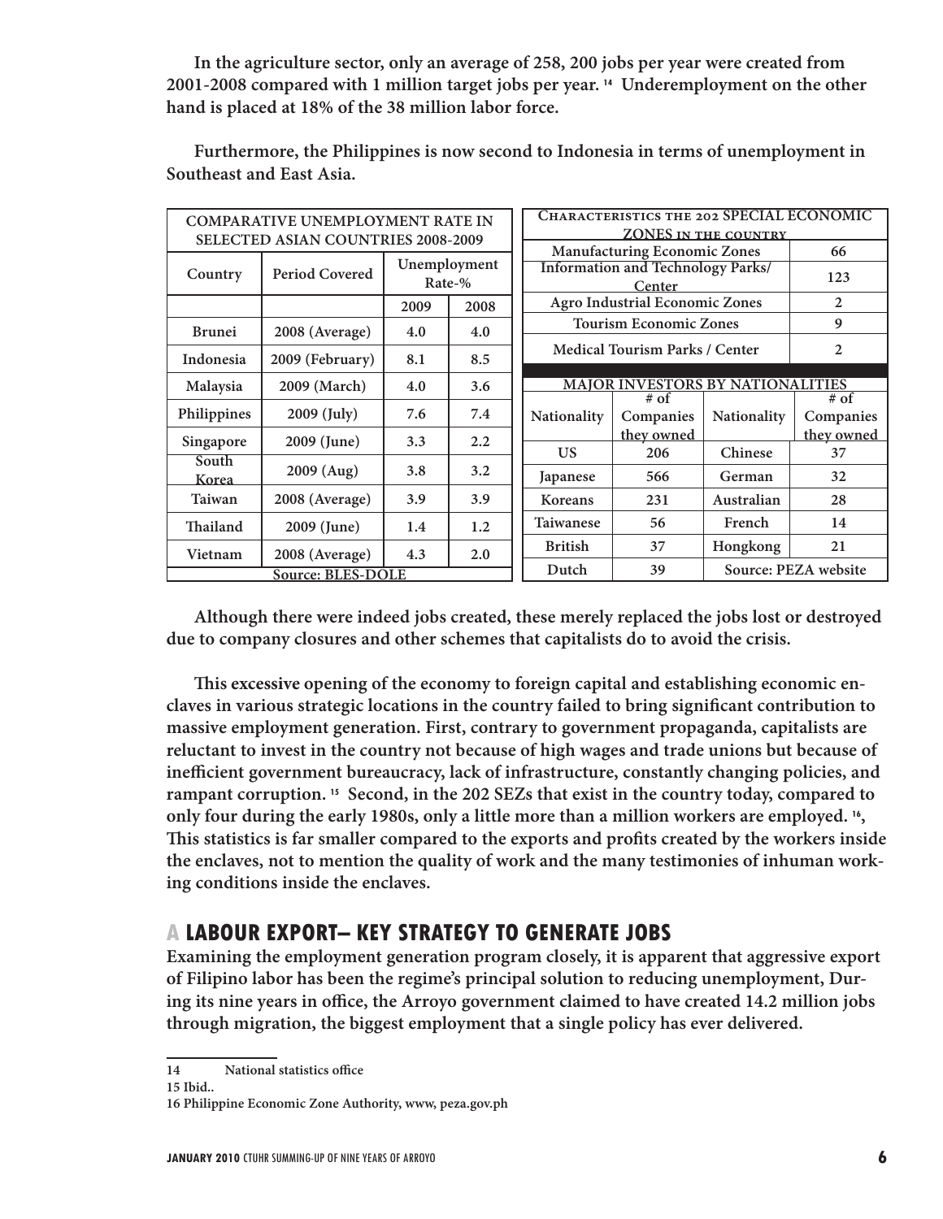**In the agriculture sector, only an average of 258, 200 jobs per year were created from 2001-2008 compared with 1 million target jobs per year.[14] Underemployment on the other hand is placed at 18% of the 38 million labor force.**

**Furthermore, the Philippines is now second to Indonesia in terms of unemployment in Southeast and East Asia.**

| COMPARATIVE UNEMPLOYMENT RATE IN SELECTED ASIAN COUNTRIES 2008-2009 | | | |
|---|---|---|---|
| Country | Period Covered | Unemployment Rate-% | |
| | | 2009 | 2008 |
| Brunei | 2008 (Average) | 4.0 | 4.0 |
| Indonesia | 2009 (February) | 8.1 | 8.5 |
| Malaysia | 2009 (March) | 4.0 | 3.6 |
| Philippines | 2009 (July) | 7.6 | 7.4 |
| Singapore | 2009 (June) | 3.3 | 2.2 |
| South Korea | 2009 (Aug) | 3.8 | 3.2 |
| Taiwan | 2008 (Average) | 3.9 | 3.9 |
| Thailand | 2009 (June) | 1.4 | 1.2 |
| Vietnam | 2008 (Average) | 4.3 | 2.0 |
| Source: BLES-DOLE | | | |

| Characteristics the 202 SPECIAL ECONOMIC ZONES in the country | |
|---|---|
| Manufacturing Economic Zones | 66 |
| Information and Technology Parks/ Center | 123 |
| Agro Industrial Economic Zones | 2 |
| Tourism Economic Zones | 9 |
| Medical Tourism Parks / Center | 2 |

| MAJOR INVESTORS BY NATIONALITIES | | | |
|---|---|---|---|
| Nationality | # of Companies they owned | Nationality | # of Companies they owned |
| US | 206 | Chinese | 37 |
| Japanese | 566 | German | 32 |
| Koreans | 231 | Australian | 28 |
| Taiwanese | 56 | French | 14 |
| British | 37 | Hongkong | 21 |
| Dutch | 39 | Source: PEZA website | |

**Although there were indeed jobs created, these merely replaced the jobs lost or destroyed due to company closures and other schemes that capitalists do to avoid the crisis.**

**This excessive opening of the economy to foreign capital and establishing economic enclaves in various strategic locations in the country failed to bring significant contribution to massive employment generation. First, contrary to government propaganda, capitalists are reluctant to invest in the country not because of high wages and trade unions but because of inefficient government bureaucracy, lack of infrastructure, constantly changing policies, and rampant corruption.[15] Second, in the 202 SEZs that exist in the country today, compared to only four during the early 1980s, only a little more than a million workers are employed.[16], This statistics is far smaller compared to the exports and profits created by the workers inside the enclaves, not to mention the quality of work and the many testimonies of inhuman working conditions inside the enclaves.**

## A LABOUR EXPORT– KEY STRATEGY TO GENERATE JOBS

**Examining the employment generation program closely, it is apparent that aggressive export of Filipino labor has been the regime's principal solution to reducing unemployment, During its nine years in office, the Arroyo government claimed to have created 14.2 million jobs through migration, the biggest employment that a single policy has ever delivered.**

14 National statistics office

15 Ibid..

16 Philippine Economic Zone Authority, www, peza.gov.ph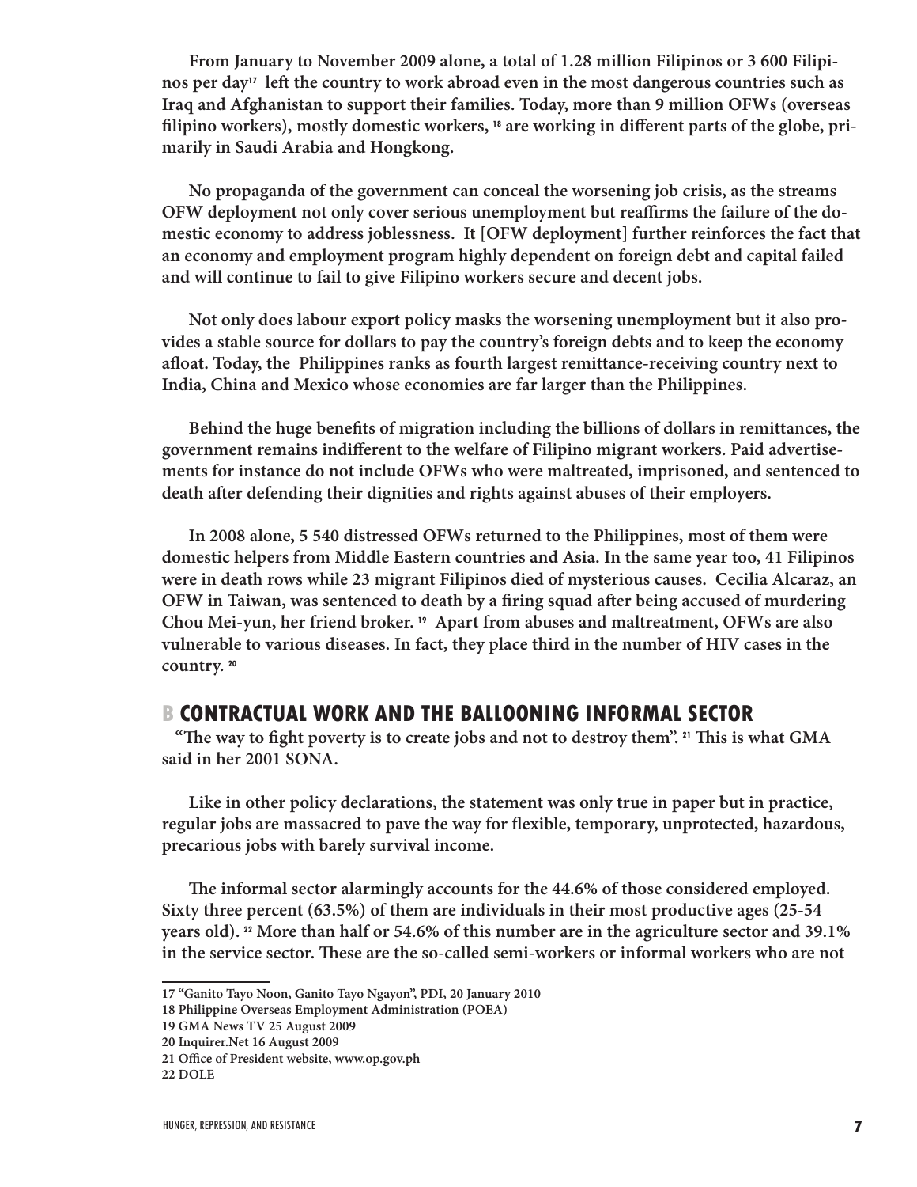**From January to November 2009 alone, a total of 1.28 million Filipinos or 3 600 Filipinos per day[17] left the country to work abroad even in the most dangerous countries such as Iraq and Afghanistan to support their families. Today, more than 9 million OFWs (overseas filipino workers), mostly domestic workers, [18] are working in different parts of the globe, primarily in Saudi Arabia and Hongkong.**

**No propaganda of the government can conceal the worsening job crisis, as the streams OFW deployment not only cover serious unemployment but reaffirms the failure of the domestic economy to address joblessness. It [OFW deployment] further reinforces the fact that an economy and employment program highly dependent on foreign debt and capital failed and will continue to fail to give Filipino workers secure and decent jobs.**

**Not only does labour export policy masks the worsening unemployment but it also provides a stable source for dollars to pay the country's foreign debts and to keep the economy afloat. Today, the Philippines ranks as fourth largest remittance-receiving country next to India, China and Mexico whose economies are far larger than the Philippines.**

**Behind the huge benefits of migration including the billions of dollars in remittances, the government remains indifferent to the welfare of Filipino migrant workers. Paid advertisements for instance do not include OFWs who were maltreated, imprisoned, and sentenced to death after defending their dignities and rights against abuses of their employers.**

**In 2008 alone, 5 540 distressed OFWs returned to the Philippines, most of them were domestic helpers from Middle Eastern countries and Asia. In the same year too, 41 Filipinos were in death rows while 23 migrant Filipinos died of mysterious causes. Cecilia Alcaraz, an OFW in Taiwan, was sentenced to death by a firing squad after being accused of murdering Chou Mei-yun, her friend broker. [19] Apart from abuses and maltreatment, OFWs are also vulnerable to various diseases. In fact, they place third in the number of HIV cases in the country. [20]**

## B CONTRACTUAL WORK AND THE BALLOONING INFORMAL SECTOR

**"The way to fight poverty is to create jobs and not to destroy them". [21] This is what GMA said in her 2001 SONA.**

**Like in other policy declarations, the statement was only true in paper but in practice, regular jobs are massacred to pave the way for flexible, temporary, unprotected, hazardous, precarious jobs with barely survival income.**

**The informal sector alarmingly accounts for the 44.6% of those considered employed. Sixty three percent (63.5%) of them are individuals in their most productive ages (25-54 years old). [22] More than half or 54.6% of this number are in the agriculture sector and 39.1% in the service sector. These are the so-called semi-workers or informal workers who are not**

---

17 "Ganito Tayo Noon, Ganito Tayo Ngayon", PDI, 20 January 2010
18 Philippine Overseas Employment Administration (POEA)
19 GMA News TV 25 August 2009
20 Inquirer.Net 16 August 2009
21 Office of President website, www.op.gov.ph
22 DOLE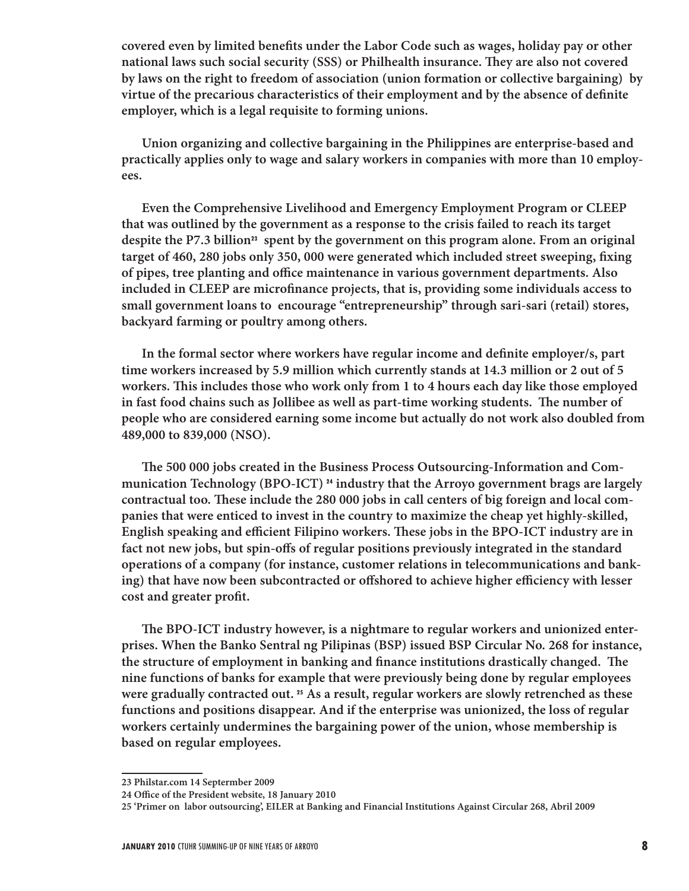covered even by limited benefits under the Labor Code such as wages, holiday pay or other national laws such social security (SSS) or Philhealth insurance. They are also not covered by laws on the right to freedom of association (union formation or collective bargaining) by virtue of the precarious characteristics of their employment and by the absence of definite employer, which is a legal requisite to forming unions.

Union organizing and collective bargaining in the Philippines are enterprise-based and practically applies only to wage and salary workers in companies with more than 10 employees.

Even the Comprehensive Livelihood and Emergency Employment Program or CLEEP that was outlined by the government as a response to the crisis failed to reach its target despite the P7.3 billion[23] spent by the government on this program alone. From an original target of 460, 280 jobs only 350, 000 were generated which included street sweeping, fixing of pipes, tree planting and office maintenance in various government departments. Also included in CLEEP are microfinance projects, that is, providing some individuals access to small government loans to encourage "entrepreneurship" through sari-sari (retail) stores, backyard farming or poultry among others.

In the formal sector where workers have regular income and definite employer/s, part time workers increased by 5.9 million which currently stands at 14.3 million or 2 out of 5 workers. This includes those who work only from 1 to 4 hours each day like those employed in fast food chains such as Jollibee as well as part-time working students. The number of people who are considered earning some income but actually do not work also doubled from 489,000 to 839,000 (NSO).

The 500 000 jobs created in the Business Process Outsourcing-Information and Communication Technology (BPO-ICT)[24] industry that the Arroyo government brags are largely contractual too. These include the 280 000 jobs in call centers of big foreign and local companies that were enticed to invest in the country to maximize the cheap yet highly-skilled, English speaking and efficient Filipino workers. These jobs in the BPO-ICT industry are in fact not new jobs, but spin-offs of regular positions previously integrated in the standard operations of a company (for instance, customer relations in telecommunications and banking) that have now been subcontracted or offshored to achieve higher efficiency with lesser cost and greater profit.

The BPO-ICT industry however, is a nightmare to regular workers and unionized enterprises. When the Banko Sentral ng Pilipinas (BSP) issued BSP Circular No. 268 for instance, the structure of employment in banking and finance institutions drastically changed. The nine functions of banks for example that were previously being done by regular employees were gradually contracted out.[25] As a result, regular workers are slowly retrenched as these functions and positions disappear. And if the enterprise was unionized, the loss of regular workers certainly undermines the bargaining power of the union, whose membership is based on regular employees.

---

23 Philstar.com 14 Septermber 2009

24 Office of the President website, 18 January 2010

25 'Primer on labor outsourcing', EILER at Banking and Financial Institutions Against Circular 268, Abril 2009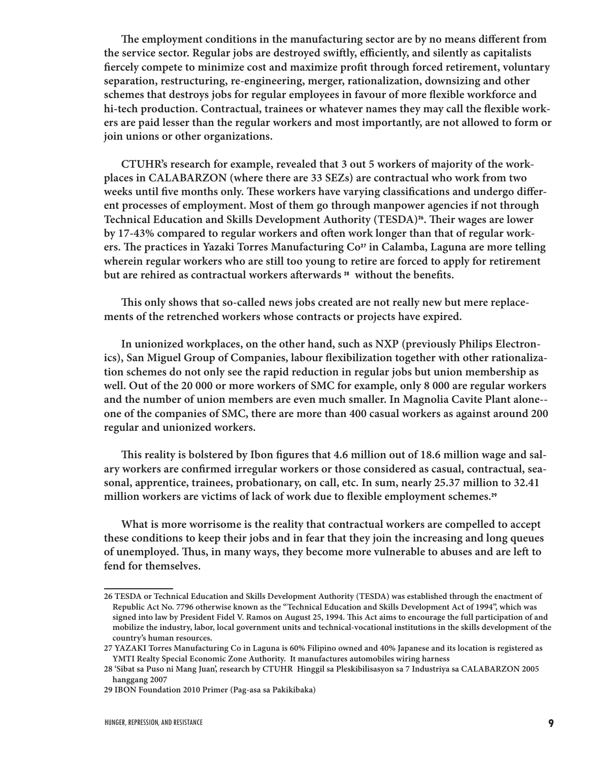**The employment conditions in the manufacturing sector are by no means different from the service sector. Regular jobs are destroyed swiftly, efficiently, and silently as capitalists fiercely compete to minimize cost and maximize profit through forced retirement, voluntary separation, restructuring, re-engineering, merger, rationalization, downsizing and other schemes that destroys jobs for regular employees in favour of more flexible workforce and hi-tech production. Contractual, trainees or whatever names they may call the flexible workers are paid lesser than the regular workers and most importantly, are not allowed to form or join unions or other organizations.**

**CTUHR's research for example, revealed that 3 out 5 workers of majority of the workplaces in CALABARZON (where there are 33 SEZs) are contractual who work from two weeks until five months only. These workers have varying classifications and undergo different processes of employment. Most of them go through manpower agencies if not through Technical Education and Skills Development Authority (TESDA)[26]. Their wages are lower by 17-43% compared to regular workers and often work longer than that of regular workers. The practices in Yazaki Torres Manufacturing Co[27] in Calamba, Laguna are more telling wherein regular workers who are still too young to retire are forced to apply for retirement but are rehired as contractual workers afterwards [28] without the benefits.**

**This only shows that so-called news jobs created are not really new but mere replacements of the retrenched workers whose contracts or projects have expired.**

**In unionized workplaces, on the other hand, such as NXP (previously Philips Electronics), San Miguel Group of Companies, labour flexibilization together with other rationalization schemes do not only see the rapid reduction in regular jobs but union membership as well. Out of the 20 000 or more workers of SMC for example, only 8 000 are regular workers and the number of union members are even much smaller. In Magnolia Cavite Plant alone--one of the companies of SMC, there are more than 400 casual workers as against around 200 regular and unionized workers.**

**This reality is bolstered by Ibon figures that 4.6 million out of 18.6 million wage and salary workers are confirmed irregular workers or those considered as casual, contractual, seasonal, apprentice, trainees, probationary, on call, etc. In sum, nearly 25.37 million to 32.41 million workers are victims of lack of work due to flexible employment schemes.[29]**

**What is more worrisome is the reality that contractual workers are compelled to accept these conditions to keep their jobs and in fear that they join the increasing and long queues of unemployed. Thus, in many ways, they become more vulnerable to abuses and are left to fend for themselves.**

---

26 TESDA or Technical Education and Skills Development Authority (TESDA) was established through the enactment of Republic Act No. 7796 otherwise known as the "Technical Education and Skills Development Act of 1994", which was signed into law by President Fidel V. Ramos on August 25, 1994. This Act aims to encourage the full participation of and mobilize the industry, labor, local government units and technical-vocational institutions in the skills development of the country's human resources.

27 YAZAKI Torres Manufacturing Co in Laguna is 60% Filipino owned and 40% Japanese and its location is registered as YMTI Realty Special Economic Zone Authority. It manufactures automobiles wiring harness

28 'Sibat sa Puso ni Mang Juan', research by CTUHR Hinggil sa Pleskibilisasyon sa 7 Industriya sa CALABARZON 2005 hanggang 2007

29 IBON Foundation 2010 Primer (Pag-asa sa Pakikibaka)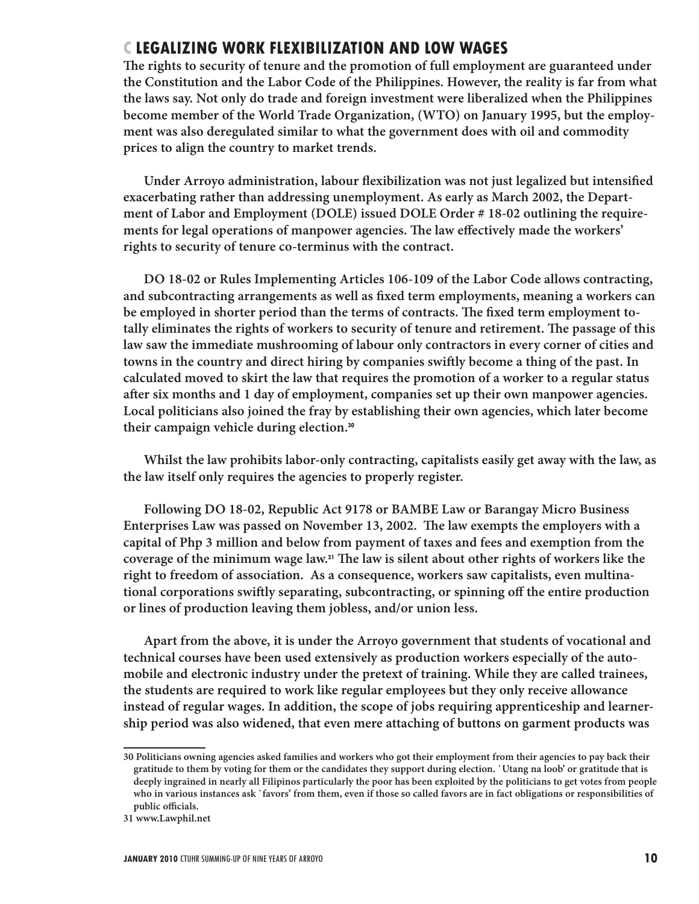## C LEGALIZING WORK FLEXIBILIZATION AND LOW WAGES

**The rights to security of tenure and the promotion of full employment are guaranteed under the Constitution and the Labor Code of the Philippines. However, the reality is far from what the laws say. Not only do trade and foreign investment were liberalized when the Philippines become member of the World Trade Organization, (WTO) on January 1995, but the employment was also deregulated similar to what the government does with oil and commodity prices to align the country to market trends.**

**Under Arroyo administration, labour flexibilization was not just legalized but intensified exacerbating rather than addressing unemployment. As early as March 2002, the Department of Labor and Employment (DOLE) issued DOLE Order # 18-02 outlining the requirements for legal operations of manpower agencies. The law effectively made the workers' rights to security of tenure co-terminus with the contract.**

**DO 18-02 or Rules Implementing Articles 106-109 of the Labor Code allows contracting, and subcontracting arrangements as well as fixed term employments, meaning a workers can be employed in shorter period than the terms of contracts. The fixed term employment totally eliminates the rights of workers to security of tenure and retirement. The passage of this law saw the immediate mushrooming of labour only contractors in every corner of cities and towns in the country and direct hiring by companies swiftly become a thing of the past. In calculated moved to skirt the law that requires the promotion of a worker to a regular status after six months and 1 day of employment, companies set up their own manpower agencies. Local politicians also joined the fray by establishing their own agencies, which later become their campaign vehicle during election.[30]**

**Whilst the law prohibits labor-only contracting, capitalists easily get away with the law, as the law itself only requires the agencies to properly register.**

**Following DO 18-02, Republic Act 9178 or BAMBE Law or Barangay Micro Business Enterprises Law was passed on November 13, 2002. The law exempts the employers with a capital of Php 3 million and below from payment of taxes and fees and exemption from the coverage of the minimum wage law.[31] The law is silent about other rights of workers like the right to freedom of association. As a consequence, workers saw capitalists, even multinational corporations swiftly separating, subcontracting, or spinning off the entire production or lines of production leaving them jobless, and/or union less.**

**Apart from the above, it is under the Arroyo government that students of vocational and technical courses have been used extensively as production workers especially of the automobile and electronic industry under the pretext of training. While they are called trainees, the students are required to work like regular employees but they only receive allowance instead of regular wages. In addition, the scope of jobs requiring apprenticeship and learnership period was also widened, that even mere attaching of buttons on garment products was**

---

**30 Politicians owning agencies asked families and workers who got their employment from their agencies to pay back their gratitude to them by voting for them or the candidates they support during election. `Utang na loob' or gratitude that is deeply ingrained in nearly all Filipinos particularly the poor has been exploited by the politicians to get votes from people who in various instances ask `favors' from them, even if those so called favors are in fact obligations or responsibilities of public officials.**

**31 www.Lawphil.net**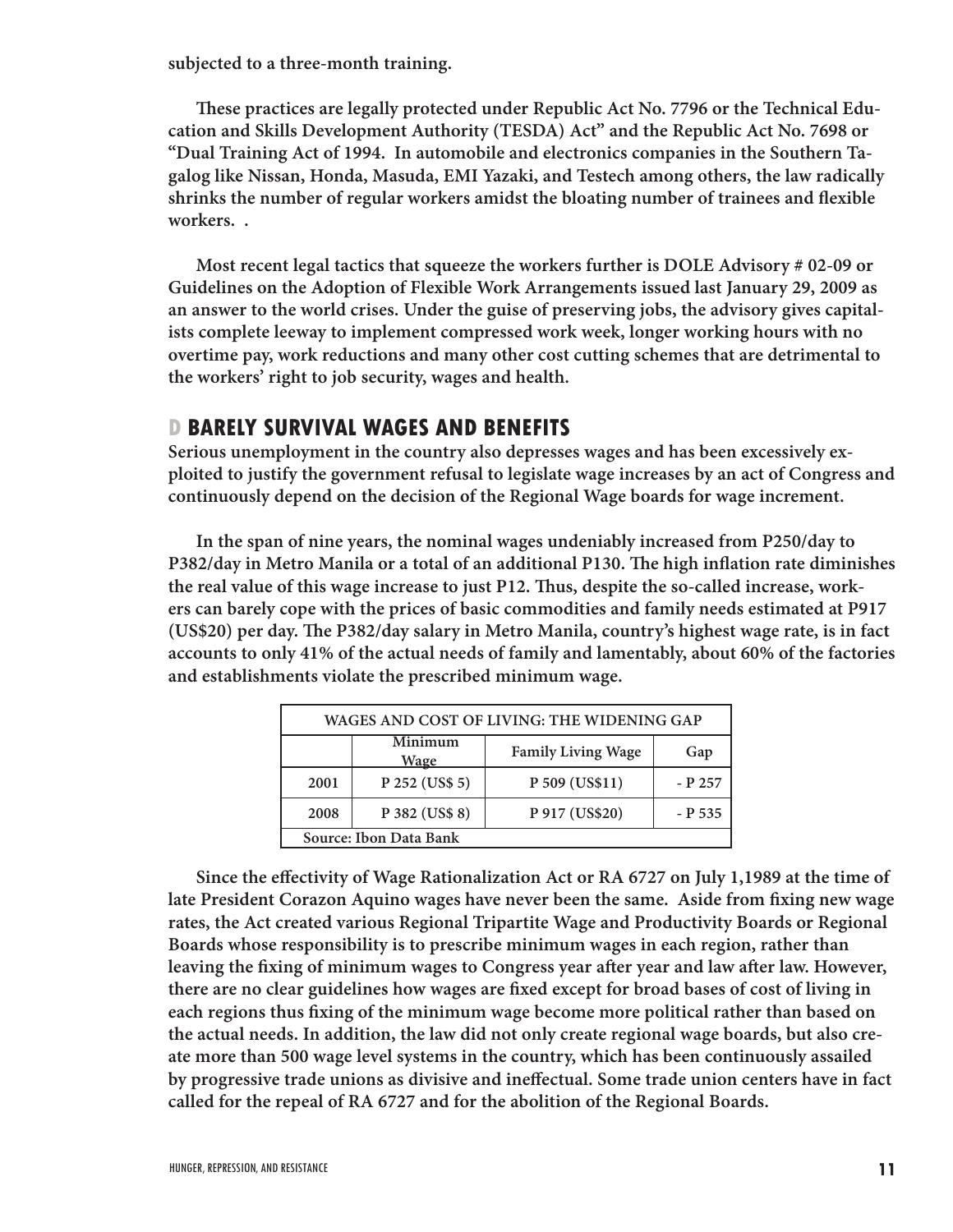**subjected to a three-month training.**

**These practices are legally protected under Republic Act No. 7796 or the Technical Education and Skills Development Authority (TESDA) Act" and the Republic Act No. 7698 or "Dual Training Act of 1994. In automobile and electronics companies in the Southern Tagalog like Nissan, Honda, Masuda, EMI Yazaki, and Testech among others, the law radically shrinks the number of regular workers amidst the bloating number of trainees and flexible workers. .**

**Most recent legal tactics that squeeze the workers further is DOLE Advisory # 02-09 or Guidelines on the Adoption of Flexible Work Arrangements issued last January 29, 2009 as an answer to the world crises. Under the guise of preserving jobs, the advisory gives capitalists complete leeway to implement compressed work week, longer working hours with no overtime pay, work reductions and many other cost cutting schemes that are detrimental to the workers' right to job security, wages and health.**

## D BARELY SURVIVAL WAGES AND BENEFITS

**Serious unemployment in the country also depresses wages and has been excessively exploited to justify the government refusal to legislate wage increases by an act of Congress and continuously depend on the decision of the Regional Wage boards for wage increment.**

**In the span of nine years, the nominal wages undeniably increased from P250/day to P382/day in Metro Manila or a total of an additional P130. The high inflation rate diminishes the real value of this wage increase to just P12. Thus, despite the so-called increase, workers can barely cope with the prices of basic commodities and family needs estimated at P917 (US$20) per day. The P382/day salary in Metro Manila, country's highest wage rate, is in fact accounts to only 41% of the actual needs of family and lamentably, about 60% of the factories and establishments violate the prescribed minimum wage.**

| WAGES AND COST OF LIVING: THE WIDENING GAP | | | |
|---|---|---|---|
| | Minimum Wage | Family Living Wage | Gap |
| 2001 | P 252 (US$ 5) | P 509 (US$11) | - P 257 |
| 2008 | P 382 (US$ 8) | P 917 (US$20) | - P 535 |
| Source: Ibon Data Bank | | | |

**Since the effectivity of Wage Rationalization Act or RA 6727 on July 1,1989 at the time of late President Corazon Aquino wages have never been the same. Aside from fixing new wage rates, the Act created various Regional Tripartite Wage and Productivity Boards or Regional Boards whose responsibility is to prescribe minimum wages in each region, rather than leaving the fixing of minimum wages to Congress year after year and law after law. However, there are no clear guidelines how wages are fixed except for broad bases of cost of living in each regions thus fixing of the minimum wage become more political rather than based on the actual needs. In addition, the law did not only create regional wage boards, but also create more than 500 wage level systems in the country, which has been continuously assailed by progressive trade unions as divisive and ineffectual. Some trade union centers have in fact called for the repeal of RA 6727 and for the abolition of the Regional Boards.**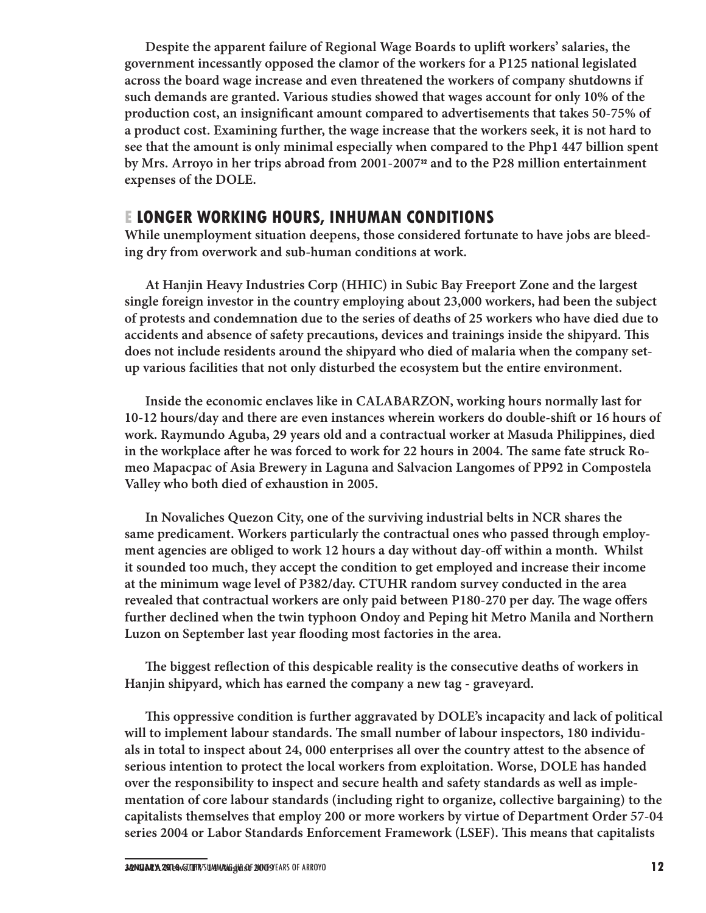**Despite the apparent failure of Regional Wage Boards to uplift workers' salaries, the government incessantly opposed the clamor of the workers for a P125 national legislated across the board wage increase and even threatened the workers of company shutdowns if such demands are granted. Various studies showed that wages account for only 10% of the production cost, an insignificant amount compared to advertisements that takes 50-75% of a product cost. Examining further, the wage increase that the workers seek, it is not hard to see that the amount is only minimal especially when compared to the Php1 447 billion spent by Mrs. Arroyo in her trips abroad from 2001-2007[32] and to the P28 million entertainment expenses of the DOLE.**

## E LONGER WORKING HOURS, INHUMAN CONDITIONS

**While unemployment situation deepens, those considered fortunate to have jobs are bleeding dry from overwork and sub-human conditions at work.**

**At Hanjin Heavy Industries Corp (HHIC) in Subic Bay Freeport Zone and the largest single foreign investor in the country employing about 23,000 workers, had been the subject of protests and condemnation due to the series of deaths of 25 workers who have died due to accidents and absence of safety precautions, devices and trainings inside the shipyard. This does not include residents around the shipyard who died of malaria when the company set-up various facilities that not only disturbed the ecosystem but the entire environment.**

**Inside the economic enclaves like in CALABARZON, working hours normally last for 10-12 hours/day and there are even instances wherein workers do double-shift or 16 hours of work. Raymundo Aguba, 29 years old and a contractual worker at Masuda Philippines, died in the workplace after he was forced to work for 22 hours in 2004. The same fate struck Romeo Mapacpac of Asia Brewery in Laguna and Salvacion Langomes of PP92 in Compostela Valley who both died of exhaustion in 2005.**

**In Novaliches Quezon City, one of the surviving industrial belts in NCR shares the same predicament. Workers particularly the contractual ones who passed through employment agencies are obliged to work 12 hours a day without day-off within a month. Whilst it sounded too much, they accept the condition to get employed and increase their income at the minimum wage level of P382/day. CTUHR random survey conducted in the area revealed that contractual workers are only paid between P180-270 per day. The wage offers further declined when the twin typhoon Ondoy and Peping hit Metro Manila and Northern Luzon on September last year flooding most factories in the area.**

**The biggest reflection of this despicable reality is the consecutive deaths of workers in Hanjin shipyard, which has earned the company a new tag - graveyard.**

**This oppressive condition is further aggravated by DOLE's incapacity and lack of political will to implement labour standards. The small number of labour inspectors, 180 individuals in total to inspect about 24, 000 enterprises all over the country attest to the absence of serious intention to protect the local workers from exploitation. Worse, DOLE has handed over the responsibility to inspect and secure health and safety standards as well as implementation of core labour standards (including right to organize, collective bargaining) to the capitalists themselves that employ 200 or more workers by virtue of Department Order 57-04 series 2004 or Labor Standards Enforcement Framework (LSEF). This means that capitalists**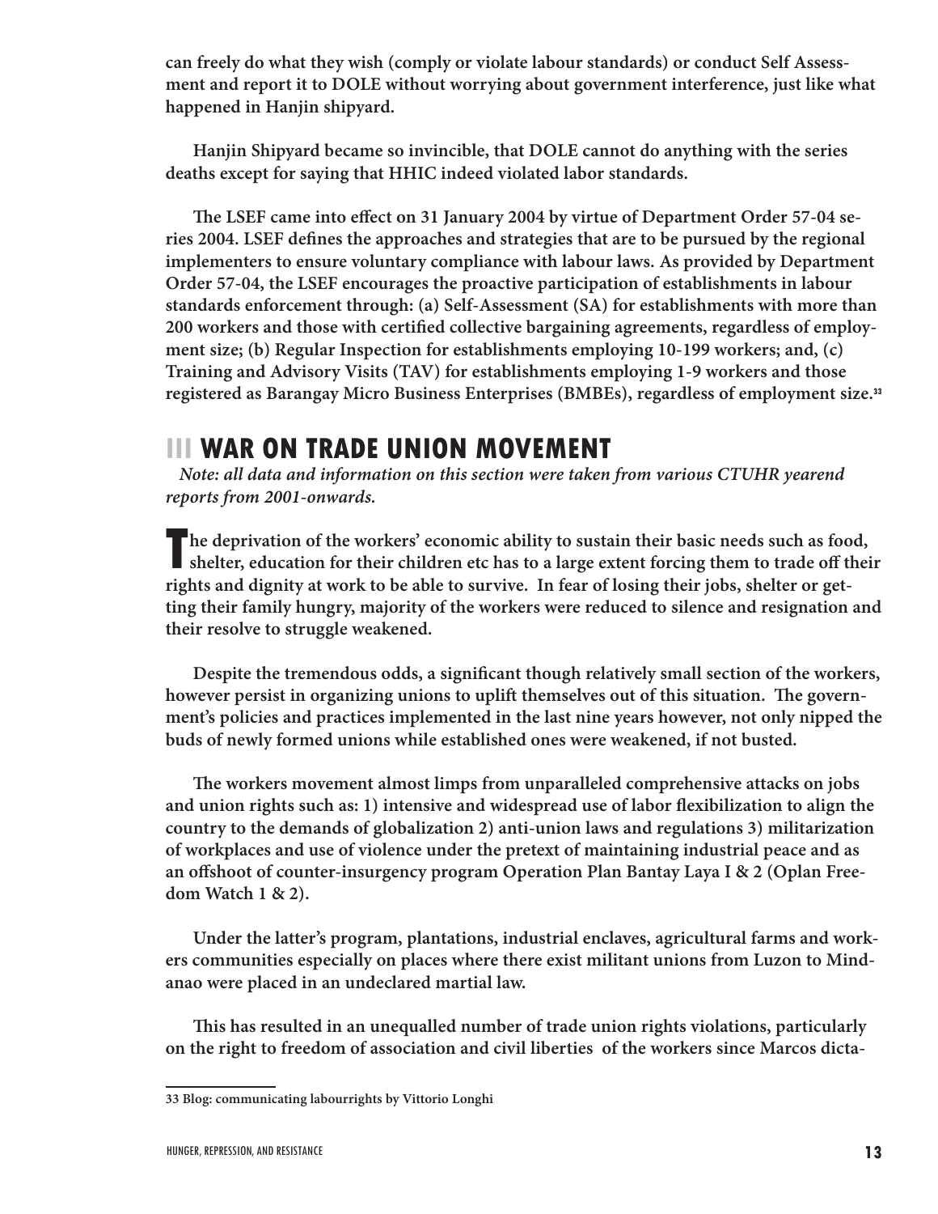can freely do what they wish (comply or violate labour standards) or conduct Self Assessment and report it to DOLE without worrying about government interference, just like what happened in Hanjin shipyard.

Hanjin Shipyard became so invincible, that DOLE cannot do anything with the series deaths except for saying that HHIC indeed violated labor standards.

The LSEF came into effect on 31 January 2004 by virtue of Department Order 57-04 series 2004. LSEF defines the approaches and strategies that are to be pursued by the regional implementers to ensure voluntary compliance with labour laws. As provided by Department Order 57-04, the LSEF encourages the proactive participation of establishments in labour standards enforcement through: (a) Self-Assessment (SA) for establishments with more than 200 workers and those with certified collective bargaining agreements, regardless of employment size; (b) Regular Inspection for establishments employing 10-199 workers; and, (c) Training and Advisory Visits (TAV) for establishments employing 1-9 workers and those registered as Barangay Micro Business Enterprises (BMBEs), regardless of employment size.[33]

## III WAR ON TRADE UNION MOVEMENT

*Note: all data and information on this section were taken from various CTUHR yearend reports from 2001-onwards.*

The deprivation of the workers' economic ability to sustain their basic needs such as food, shelter, education for their children etc has to a large extent forcing them to trade off their rights and dignity at work to be able to survive. In fear of losing their jobs, shelter or getting their family hungry, majority of the workers were reduced to silence and resignation and their resolve to struggle weakened.

Despite the tremendous odds, a significant though relatively small section of the workers, however persist in organizing unions to uplift themselves out of this situation. The government's policies and practices implemented in the last nine years however, not only nipped the buds of newly formed unions while established ones were weakened, if not busted.

The workers movement almost limps from unparalleled comprehensive attacks on jobs and union rights such as: 1) intensive and widespread use of labor flexibilization to align the country to the demands of globalization 2) anti-union laws and regulations 3) militarization of workplaces and use of violence under the pretext of maintaining industrial peace and as an offshoot of counter-insurgency program Operation Plan Bantay Laya I & 2 (Oplan Freedom Watch 1 & 2).

Under the latter's program, plantations, industrial enclaves, agricultural farms and workers communities especially on places where there exist militant unions from Luzon to Mindanao were placed in an undeclared martial law.

This has resulted in an unequalled number of trade union rights violations, particularly on the right to freedom of association and civil liberties of the workers since Marcos dicta-

---

33 Blog: communicating labourrights by Vittorio Longhi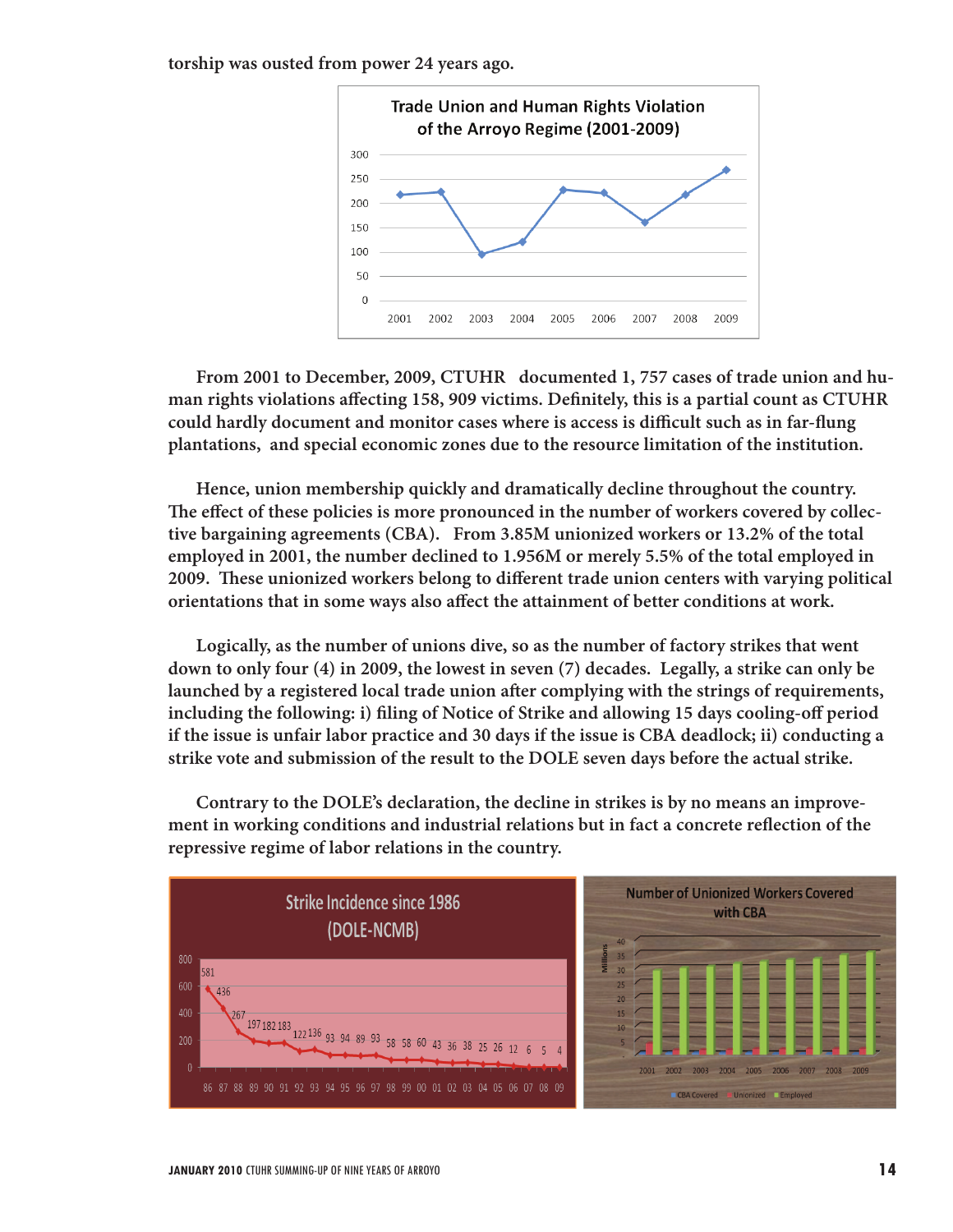torship was ousted from power 24 years ago.

From 2001 to December, 2009, CTUHR documented 1, 757 cases of trade union and human rights violations affecting 158, 909 victims. Definitely, this is a partial count as CTUHR could hardly document and monitor cases where is access is difficult such as in far-flung plantations, and special economic zones due to the resource limitation of the institution.

Hence, union membership quickly and dramatically decline throughout the country. The effect of these policies is more pronounced in the number of workers covered by collective bargaining agreements (CBA). From 3.85M unionized workers or 13.2% of the total employed in 2001, the number declined to 1.956M or merely 5.5% of the total employed in 2009. These unionized workers belong to different trade union centers with varying political orientations that in some ways also affect the attainment of better conditions at work.

Logically, as the number of unions dive, so as the number of factory strikes that went down to only four (4) in 2009, the lowest in seven (7) decades. Legally, a strike can only be launched by a registered local trade union after complying with the strings of requirements, including the following: i) filing of Notice of Strike and allowing 15 days cooling-off period if the issue is unfair labor practice and 30 days if the issue is CBA deadlock; ii) conducting a strike vote and submission of the result to the DOLE seven days before the actual strike.

Contrary to the DOLE's declaration, the decline in strikes is by no means an improvement in working conditions and industrial relations but in fact a concrete reflection of the repressive regime of labor relations in the country.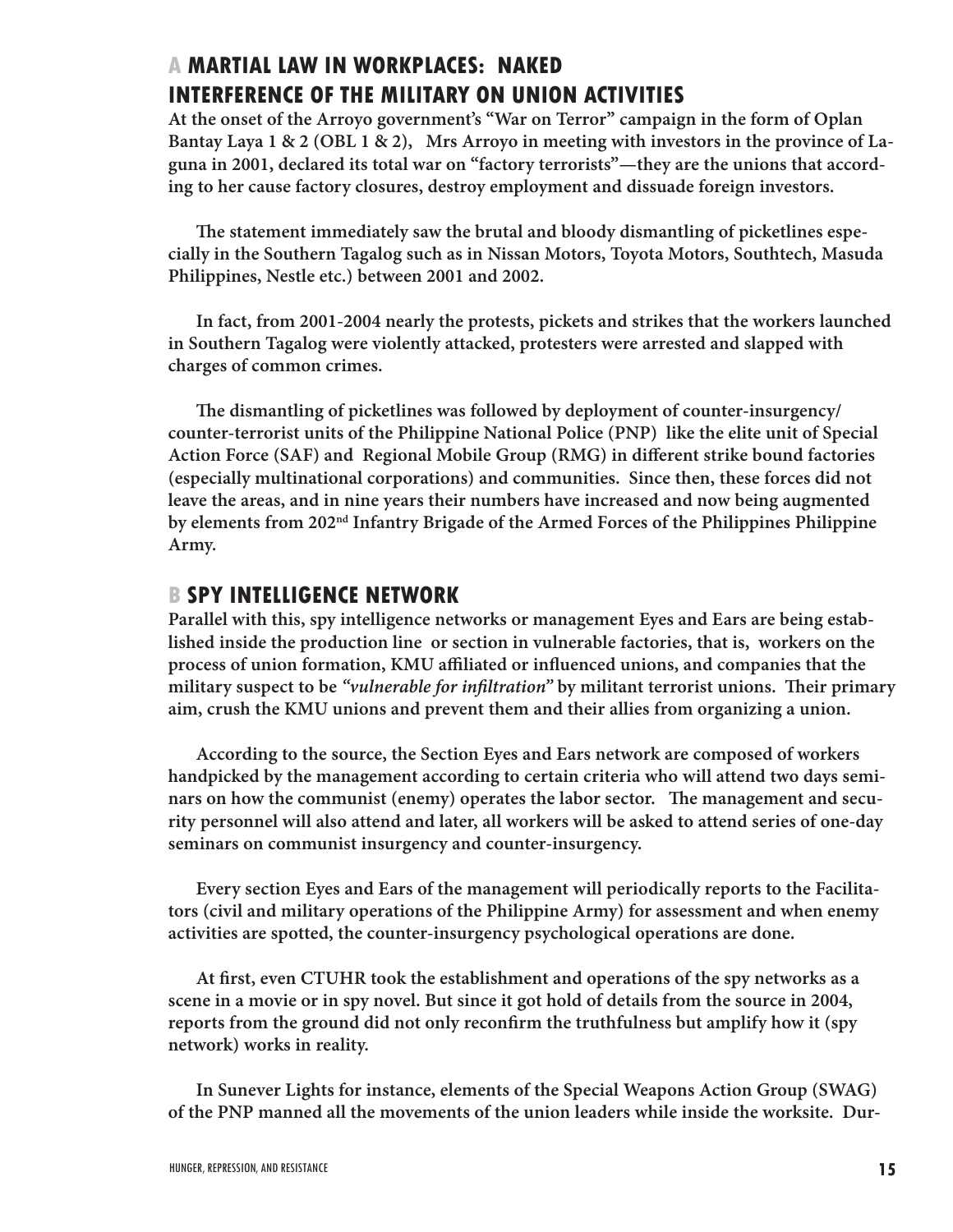## A MARTIAL LAW IN WORKPLACES: NAKED INTERFERENCE OF THE MILITARY ON UNION ACTIVITIES

**At the onset of the Arroyo government's "War on Terror" campaign in the form of Oplan Bantay Laya 1 & 2 (OBL 1 & 2), Mrs Arroyo in meeting with investors in the province of Laguna in 2001, declared its total war on "factory terrorists"—they are the unions that according to her cause factory closures, destroy employment and dissuade foreign investors.**

**The statement immediately saw the brutal and bloody dismantling of picketlines especially in the Southern Tagalog such as in Nissan Motors, Toyota Motors, Southtech, Masuda Philippines, Nestle etc.) between 2001 and 2002.**

**In fact, from 2001-2004 nearly the protests, pickets and strikes that the workers launched in Southern Tagalog were violently attacked, protesters were arrested and slapped with charges of common crimes.**

**The dismantling of picketlines was followed by deployment of counter-insurgency/ counter-terrorist units of the Philippine National Police (PNP) like the elite unit of Special Action Force (SAF) and Regional Mobile Group (RMG) in different strike bound factories (especially multinational corporations) and communities. Since then, these forces did not leave the areas, and in nine years their numbers have increased and now being augmented by elements from 202nd Infantry Brigade of the Armed Forces of the Philippines Philippine Army.**

## B SPY INTELLIGENCE NETWORK

**Parallel with this, spy intelligence networks or management Eyes and Ears are being established inside the production line or section in vulnerable factories, that is, workers on the process of union formation, KMU affiliated or influenced unions, and companies that the military suspect to be *"vulnerable for infiltration"* by militant terrorist unions. Their primary aim, crush the KMU unions and prevent them and their allies from organizing a union.**

**According to the source, the Section Eyes and Ears network are composed of workers handpicked by the management according to certain criteria who will attend two days seminars on how the communist (enemy) operates the labor sector. The management and security personnel will also attend and later, all workers will be asked to attend series of one-day seminars on communist insurgency and counter-insurgency.**

**Every section Eyes and Ears of the management will periodically reports to the Facilitators (civil and military operations of the Philippine Army) for assessment and when enemy activities are spotted, the counter-insurgency psychological operations are done.**

**At first, even CTUHR took the establishment and operations of the spy networks as a scene in a movie or in spy novel. But since it got hold of details from the source in 2004, reports from the ground did not only reconfirm the truthfulness but amplify how it (spy network) works in reality.**

**In Sunever Lights for instance, elements of the Special Weapons Action Group (SWAG) of the PNP manned all the movements of the union leaders while inside the worksite. Dur-**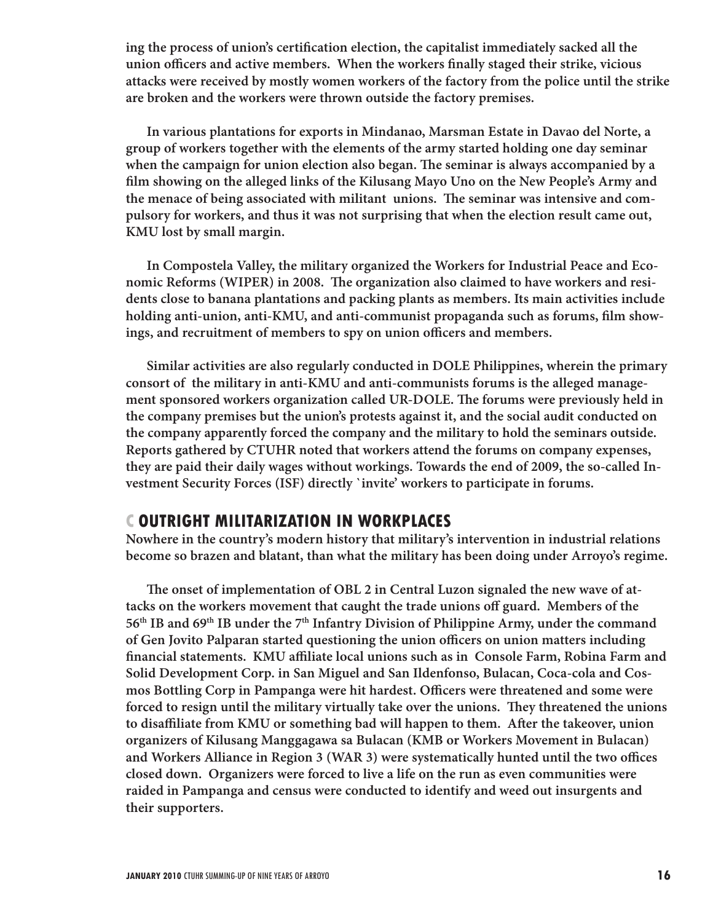**ing the process of union's certification election, the capitalist immediately sacked all the union officers and active members. When the workers finally staged their strike, vicious attacks were received by mostly women workers of the factory from the police until the strike are broken and the workers were thrown outside the factory premises.**

**In various plantations for exports in Mindanao, Marsman Estate in Davao del Norte, a group of workers together with the elements of the army started holding one day seminar when the campaign for union election also began. The seminar is always accompanied by a film showing on the alleged links of the Kilusang Mayo Uno on the New People's Army and the menace of being associated with militant unions. The seminar was intensive and compulsory for workers, and thus it was not surprising that when the election result came out, KMU lost by small margin.**

**In Compostela Valley, the military organized the Workers for Industrial Peace and Economic Reforms (WIPER) in 2008. The organization also claimed to have workers and residents close to banana plantations and packing plants as members. Its main activities include holding anti-union, anti-KMU, and anti-communist propaganda such as forums, film showings, and recruitment of members to spy on union officers and members.**

**Similar activities are also regularly conducted in DOLE Philippines, wherein the primary consort of the military in anti-KMU and anti-communists forums is the alleged management sponsored workers organization called UR-DOLE. The forums were previously held in the company premises but the union's protests against it, and the social audit conducted on the company apparently forced the company and the military to hold the seminars outside. Reports gathered by CTUHR noted that workers attend the forums on company expenses, they are paid their daily wages without workings. Towards the end of 2009, the so-called Investment Security Forces (ISF) directly `invite' workers to participate in forums.**

## C OUTRIGHT MILITARIZATION IN WORKPLACES

**Nowhere in the country's modern history that military's intervention in industrial relations become so brazen and blatant, than what the military has been doing under Arroyo's regime.**

**The onset of implementation of OBL 2 in Central Luzon signaled the new wave of attacks on the workers movement that caught the trade unions off guard. Members of the 56th IB and 69th IB under the 7th Infantry Division of Philippine Army, under the command of Gen Jovito Palparan started questioning the union officers on union matters including financial statements. KMU affiliate local unions such as in Console Farm, Robina Farm and Solid Development Corp. in San Miguel and San Ildenfonso, Bulacan, Coca-cola and Cosmos Bottling Corp in Pampanga were hit hardest. Officers were threatened and some were forced to resign until the military virtually take over the unions. They threatened the unions to disaffiliate from KMU or something bad will happen to them. After the takeover, union organizers of Kilusang Manggagawa sa Bulacan (KMB or Workers Movement in Bulacan) and Workers Alliance in Region 3 (WAR 3) were systematically hunted until the two offices closed down. Organizers were forced to live a life on the run as even communities were raided in Pampanga and census were conducted to identify and weed out insurgents and their supporters.**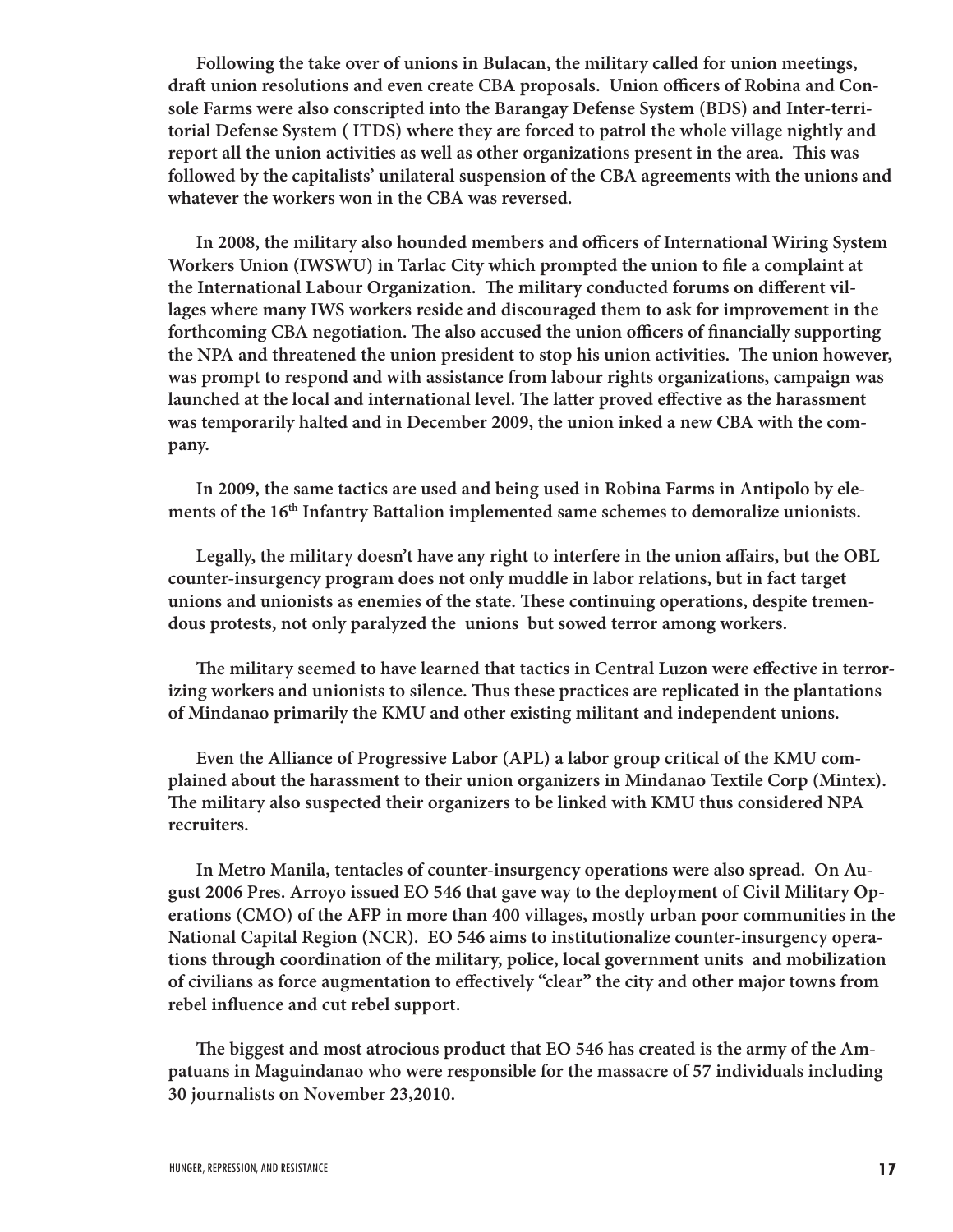Following the take over of unions in Bulacan, the military called for union meetings, draft union resolutions and even create CBA proposals. Union officers of Robina and Console Farms were also conscripted into the Barangay Defense System (BDS) and Inter-territorial Defense System ( ITDS) where they are forced to patrol the whole village nightly and report all the union activities as well as other organizations present in the area. This was followed by the capitalists' unilateral suspension of the CBA agreements with the unions and whatever the workers won in the CBA was reversed.

In 2008, the military also hounded members and officers of International Wiring System Workers Union (IWSWU) in Tarlac City which prompted the union to file a complaint at the International Labour Organization. The military conducted forums on different villages where many IWS workers reside and discouraged them to ask for improvement in the forthcoming CBA negotiation. The also accused the union officers of financially supporting the NPA and threatened the union president to stop his union activities. The union however, was prompt to respond and with assistance from labour rights organizations, campaign was launched at the local and international level. The latter proved effective as the harassment was temporarily halted and in December 2009, the union inked a new CBA with the company.

In 2009, the same tactics are used and being used in Robina Farms in Antipolo by elements of the 16th Infantry Battalion implemented same schemes to demoralize unionists.

Legally, the military doesn't have any right to interfere in the union affairs, but the OBL counter-insurgency program does not only muddle in labor relations, but in fact target unions and unionists as enemies of the state. These continuing operations, despite tremendous protests, not only paralyzed the unions but sowed terror among workers.

The military seemed to have learned that tactics in Central Luzon were effective in terrorizing workers and unionists to silence. Thus these practices are replicated in the plantations of Mindanao primarily the KMU and other existing militant and independent unions.

Even the Alliance of Progressive Labor (APL) a labor group critical of the KMU complained about the harassment to their union organizers in Mindanao Textile Corp (Mintex). The military also suspected their organizers to be linked with KMU thus considered NPA recruiters.

In Metro Manila, tentacles of counter-insurgency operations were also spread. On August 2006 Pres. Arroyo issued EO 546 that gave way to the deployment of Civil Military Operations (CMO) of the AFP in more than 400 villages, mostly urban poor communities in the National Capital Region (NCR). EO 546 aims to institutionalize counter-insurgency operations through coordination of the military, police, local government units and mobilization of civilians as force augmentation to effectively "clear" the city and other major towns from rebel influence and cut rebel support.

The biggest and most atrocious product that EO 546 has created is the army of the Ampatuans in Maguindanao who were responsible for the massacre of 57 individuals including 30 journalists on November 23,2010.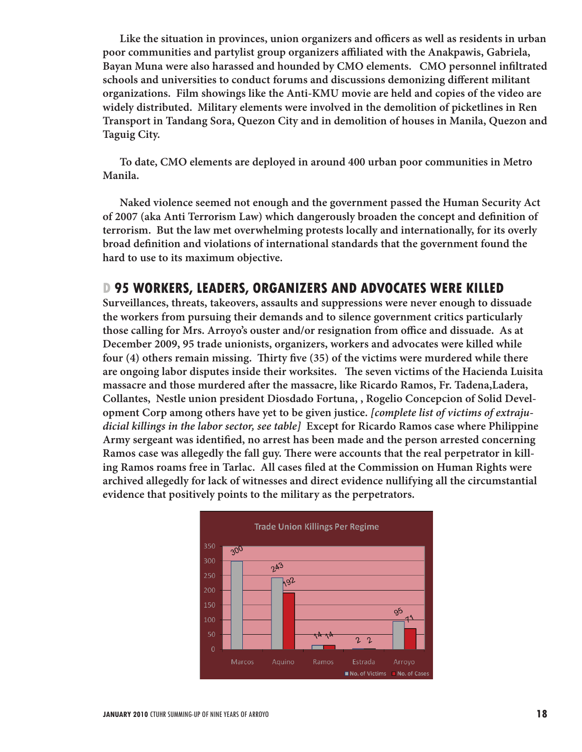Like the situation in provinces, union organizers and officers as well as residents in urban poor communities and partylist group organizers affiliated with the Anakpawis, Gabriela, Bayan Muna were also harassed and hounded by CMO elements. CMO personnel infiltrated schools and universities to conduct forums and discussions demonizing different militant organizations. Film showings like the Anti-KMU movie are held and copies of the video are widely distributed. Military elements were involved in the demolition of picketlines in Ren Transport in Tandang Sora, Quezon City and in demolition of houses in Manila, Quezon and Taguig City.

To date, CMO elements are deployed in around 400 urban poor communities in Metro Manila.

Naked violence seemed not enough and the government passed the Human Security Act of 2007 (aka Anti Terrorism Law) which dangerously broaden the concept and definition of terrorism. But the law met overwhelming protests locally and internationally, for its overly broad definition and violations of international standards that the government found the hard to use to its maximum objective.

## D 95 WORKERS, LEADERS, ORGANIZERS AND ADVOCATES WERE KILLED

Surveillances, threats, takeovers, assaults and suppressions were never enough to dissuade the workers from pursuing their demands and to silence government critics particularly those calling for Mrs. Arroyo's ouster and/or resignation from office and dissuade. As at December 2009, 95 trade unionists, organizers, workers and advocates were killed while four (4) others remain missing. Thirty five (35) of the victims were murdered while there are ongoing labor disputes inside their worksites. The seven victims of the Hacienda Luisita massacre and those murdered after the massacre, like Ricardo Ramos, Fr. Tadena,Ladera, Collantes, Nestle union president Diosdado Fortuna, , Rogelio Concepcion of Solid Development Corp among others have yet to be given justice. *[complete list of victims of extrajudicial killings in the labor sector, see table]* Except for Ricardo Ramos case where Philippine Army sergeant was identified, no arrest has been made and the person arrested concerning Ramos case was allegedly the fall guy. There were accounts that the real perpetrator in killing Ramos roams free in Tarlac. All cases filed at the Commission on Human Rights were archived allegedly for lack of witnesses and direct evidence nullifying all the circumstantial evidence that positively points to the military as the perpetrators.

**Trade Union Killings Per Regime**

| Regime | No. of Victims | No. of Cases |
|---|---|---|
| Marcos | 300 | |
| Aquino | 243 | 192 |
| Ramos | 14 | 14 |
| Estrada | 2 | 2 |
| Arroyo | 95 | 71 |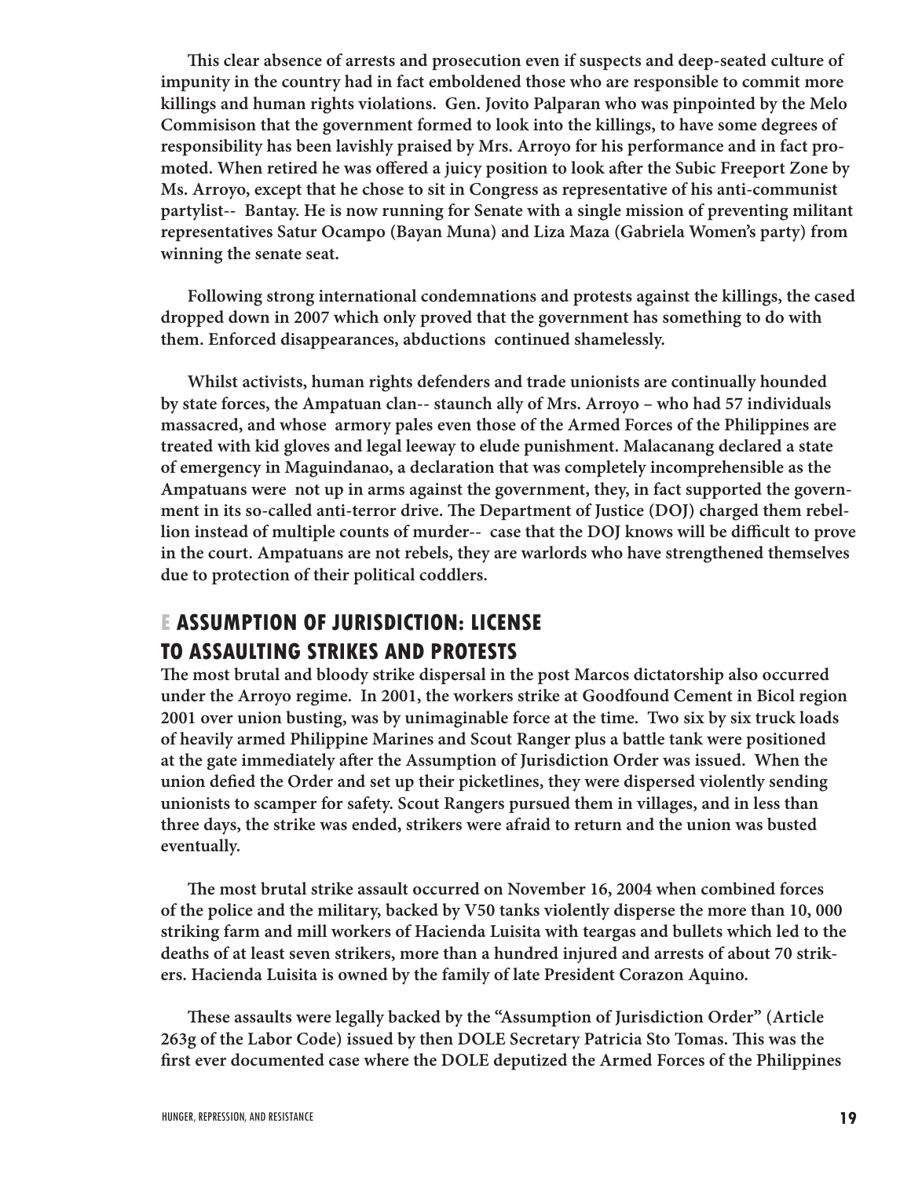**This clear absence of arrests and prosecution even if suspects and deep-seated culture of impunity in the country had in fact emboldened those who are responsible to commit more killings and human rights violations. Gen. Jovito Palparan who was pinpointed by the Melo Commisison that the government formed to look into the killings, to have some degrees of responsibility has been lavishly praised by Mrs. Arroyo for his performance and in fact promoted. When retired he was offered a juicy position to look after the Subic Freeport Zone by Ms. Arroyo, except that he chose to sit in Congress as representative of his anti-communist partylist-- Bantay. He is now running for Senate with a single mission of preventing militant representatives Satur Ocampo (Bayan Muna) and Liza Maza (Gabriela Women's party) from winning the senate seat.**

**Following strong international condemnations and protests against the killings, the cased dropped down in 2007 which only proved that the government has something to do with them. Enforced disappearances, abductions continued shamelessly.**

**Whilst activists, human rights defenders and trade unionists are continually hounded by state forces, the Ampatuan clan-- staunch ally of Mrs. Arroyo – who had 57 individuals massacred, and whose armory pales even those of the Armed Forces of the Philippines are treated with kid gloves and legal leeway to elude punishment. Malacanang declared a state of emergency in Maguindanao, a declaration that was completely incomprehensible as the Ampatuans were not up in arms against the government, they, in fact supported the government in its so-called anti-terror drive. The Department of Justice (DOJ) charged them rebellion instead of multiple counts of murder-- case that the DOJ knows will be difficult to prove in the court. Ampatuans are not rebels, they are warlords who have strengthened themselves due to protection of their political coddlers.**

## E ASSUMPTION OF JURISDICTION: LICENSE TO ASSAULTING STRIKES AND PROTESTS

**The most brutal and bloody strike dispersal in the post Marcos dictatorship also occurred under the Arroyo regime. In 2001, the workers strike at Goodfound Cement in Bicol region 2001 over union busting, was by unimaginable force at the time. Two six by six truck loads of heavily armed Philippine Marines and Scout Ranger plus a battle tank were positioned at the gate immediately after the Assumption of Jurisdiction Order was issued. When the union defied the Order and set up their picketlines, they were dispersed violently sending unionists to scamper for safety. Scout Rangers pursued them in villages, and in less than three days, the strike was ended, strikers were afraid to return and the union was busted eventually.**

**The most brutal strike assault occurred on November 16, 2004 when combined forces of the police and the military, backed by V50 tanks violently disperse the more than 10, 000 striking farm and mill workers of Hacienda Luisita with teargas and bullets which led to the deaths of at least seven strikers, more than a hundred injured and arrests of about 70 strikers. Hacienda Luisita is owned by the family of late President Corazon Aquino.**

**These assaults were legally backed by the "Assumption of Jurisdiction Order" (Article 263g of the Labor Code) issued by then DOLE Secretary Patricia Sto Tomas. This was the first ever documented case where the DOLE deputized the Armed Forces of the Philippines**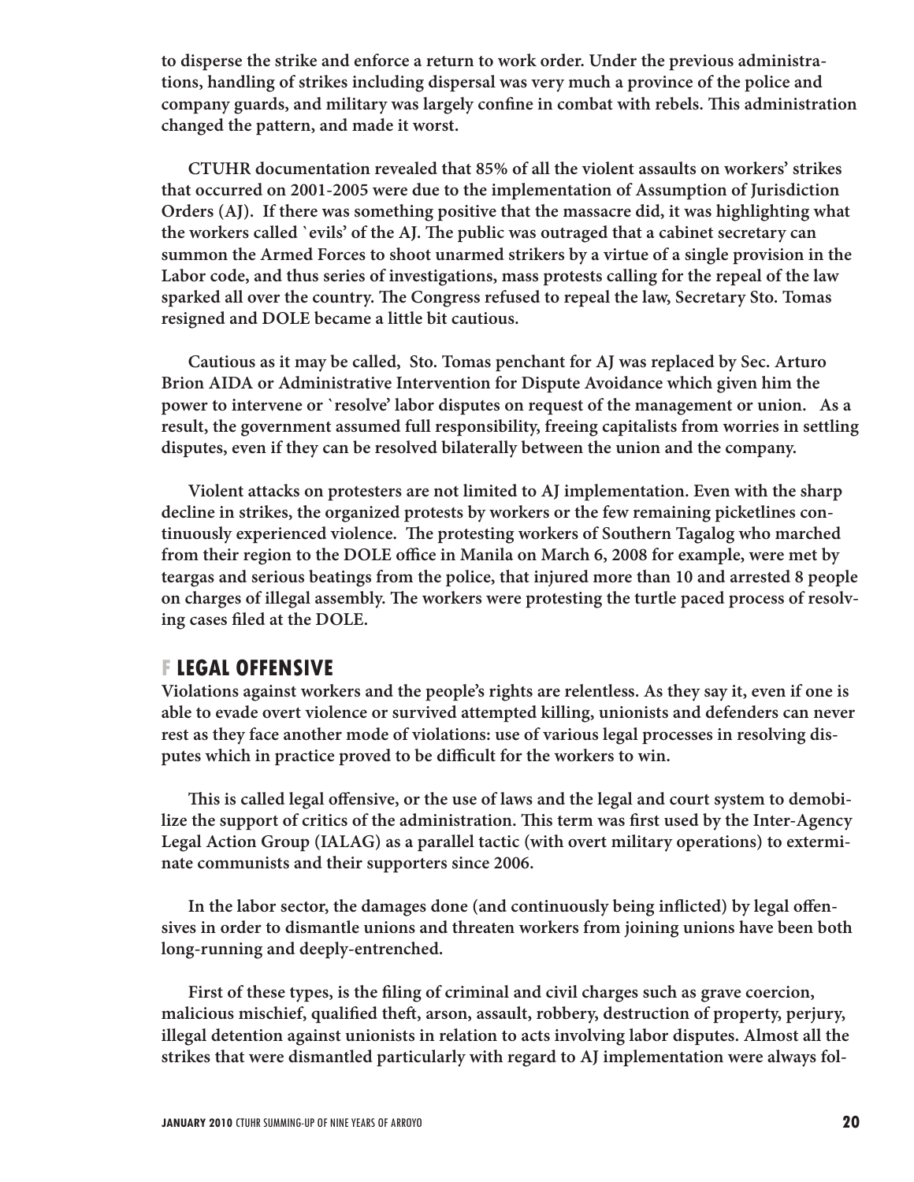**to disperse the strike and enforce a return to work order. Under the previous administrations, handling of strikes including dispersal was very much a province of the police and company guards, and military was largely confine in combat with rebels. This administration changed the pattern, and made it worst.**

**CTUHR documentation revealed that 85% of all the violent assaults on workers' strikes that occurred on 2001-2005 were due to the implementation of Assumption of Jurisdiction Orders (AJ). If there was something positive that the massacre did, it was highlighting what the workers called `evils' of the AJ. The public was outraged that a cabinet secretary can summon the Armed Forces to shoot unarmed strikers by a virtue of a single provision in the Labor code, and thus series of investigations, mass protests calling for the repeal of the law sparked all over the country. The Congress refused to repeal the law, Secretary Sto. Tomas resigned and DOLE became a little bit cautious.**

**Cautious as it may be called, Sto. Tomas penchant for AJ was replaced by Sec. Arturo Brion AIDA or Administrative Intervention for Dispute Avoidance which given him the power to intervene or `resolve' labor disputes on request of the management or union. As a result, the government assumed full responsibility, freeing capitalists from worries in settling disputes, even if they can be resolved bilaterally between the union and the company.**

**Violent attacks on protesters are not limited to AJ implementation. Even with the sharp decline in strikes, the organized protests by workers or the few remaining picketlines continuously experienced violence. The protesting workers of Southern Tagalog who marched from their region to the DOLE office in Manila on March 6, 2008 for example, were met by teargas and serious beatings from the police, that injured more than 10 and arrested 8 people on charges of illegal assembly. The workers were protesting the turtle paced process of resolving cases filed at the DOLE.**

## F LEGAL OFFENSIVE

**Violations against workers and the people's rights are relentless. As they say it, even if one is able to evade overt violence or survived attempted killing, unionists and defenders can never rest as they face another mode of violations: use of various legal processes in resolving disputes which in practice proved to be difficult for the workers to win.**

**This is called legal offensive, or the use of laws and the legal and court system to demobilize the support of critics of the administration. This term was first used by the Inter-Agency Legal Action Group (IALAG) as a parallel tactic (with overt military operations) to exterminate communists and their supporters since 2006.**

**In the labor sector, the damages done (and continuously being inflicted) by legal offensives in order to dismantle unions and threaten workers from joining unions have been both long-running and deeply-entrenched.**

**First of these types, is the filing of criminal and civil charges such as grave coercion, malicious mischief, qualified theft, arson, assault, robbery, destruction of property, perjury, illegal detention against unionists in relation to acts involving labor disputes. Almost all the strikes that were dismantled particularly with regard to AJ implementation were always fol-**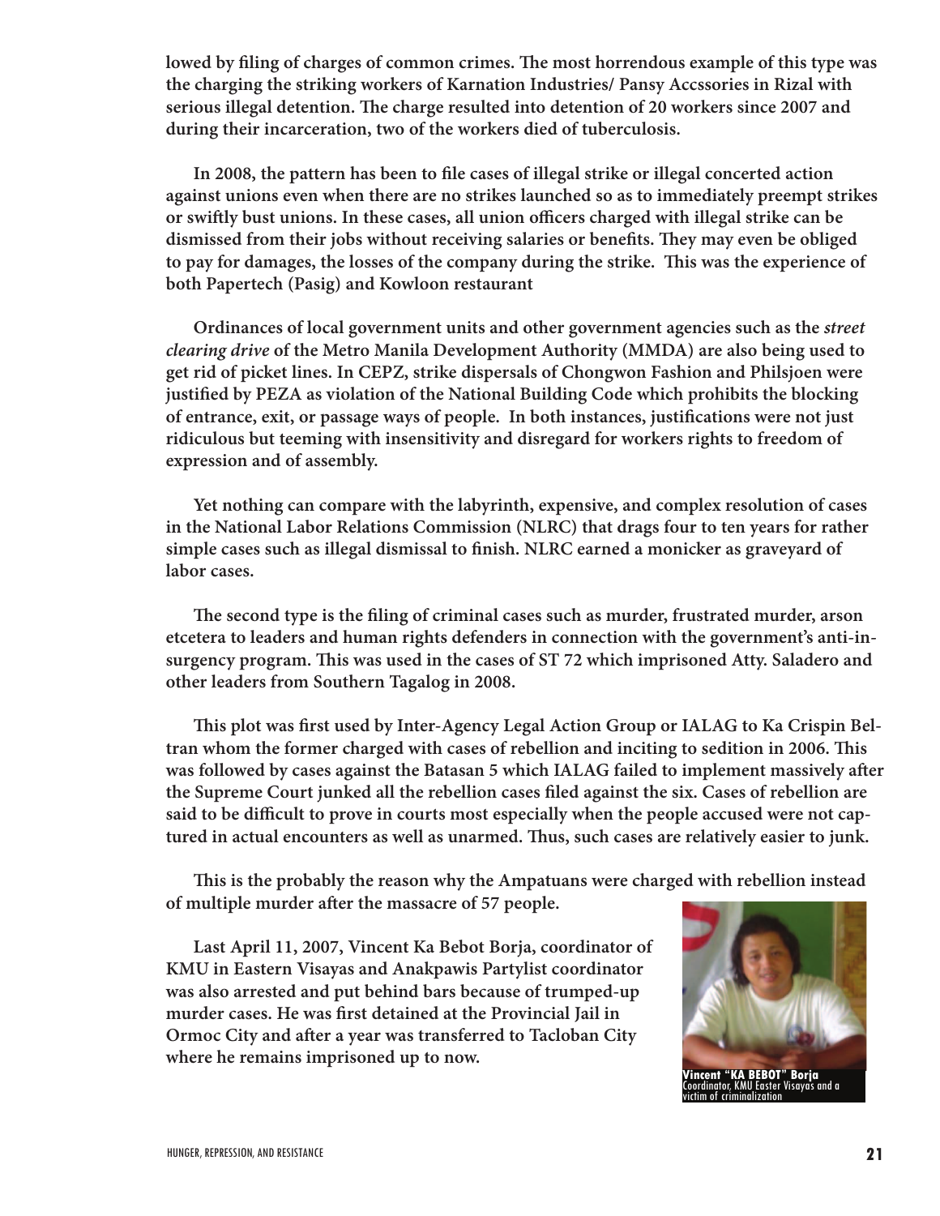lowed by filing of charges of common crimes. The most horrendous example of this type was the charging the striking workers of Karnation Industries/ Pansy Accssories in Rizal with serious illegal detention. The charge resulted into detention of 20 workers since 2007 and during their incarceration, two of the workers died of tuberculosis.

In 2008, the pattern has been to file cases of illegal strike or illegal concerted action against unions even when there are no strikes launched so as to immediately preempt strikes or swiftly bust unions. In these cases, all union officers charged with illegal strike can be dismissed from their jobs without receiving salaries or benefits. They may even be obliged to pay for damages, the losses of the company during the strike. This was the experience of both Papertech (Pasig) and Kowloon restaurant

Ordinances of local government units and other government agencies such as the *street clearing drive* of the Metro Manila Development Authority (MMDA) are also being used to get rid of picket lines. In CEPZ, strike dispersals of Chongwon Fashion and Philsjoen were justified by PEZA as violation of the National Building Code which prohibits the blocking of entrance, exit, or passage ways of people. In both instances, justifications were not just ridiculous but teeming with insensitivity and disregard for workers rights to freedom of expression and of assembly.

Yet nothing can compare with the labyrinth, expensive, and complex resolution of cases in the National Labor Relations Commission (NLRC) that drags four to ten years for rather simple cases such as illegal dismissal to finish. NLRC earned a monicker as graveyard of labor cases.

The second type is the filing of criminal cases such as murder, frustrated murder, arson etcetera to leaders and human rights defenders in connection with the government's anti-insurgency program. This was used in the cases of ST 72 which imprisoned Atty. Saladero and other leaders from Southern Tagalog in 2008.

This plot was first used by Inter-Agency Legal Action Group or IALAG to Ka Crispin Beltran whom the former charged with cases of rebellion and inciting to sedition in 2006. This was followed by cases against the Batasan 5 which IALAG failed to implement massively after the Supreme Court junked all the rebellion cases filed against the six. Cases of rebellion are said to be difficult to prove in courts most especially when the people accused were not captured in actual encounters as well as unarmed. Thus, such cases are relatively easier to junk.

This is the probably the reason why the Ampatuans were charged with rebellion instead of multiple murder after the massacre of 57 people.

Last April 11, 2007, Vincent Ka Bebot Borja, coordinator of KMU in Eastern Visayas and Anakpawis Partylist coordinator was also arrested and put behind bars because of trumped-up murder cases. He was first detained at the Provincial Jail in Ormoc City and after a year was transferred to Tacloban City where he remains imprisoned up to now.

**Vincent "KA BEBOT" Borja**
Coordinator, KMU Easter Visayas and a victim of criminalization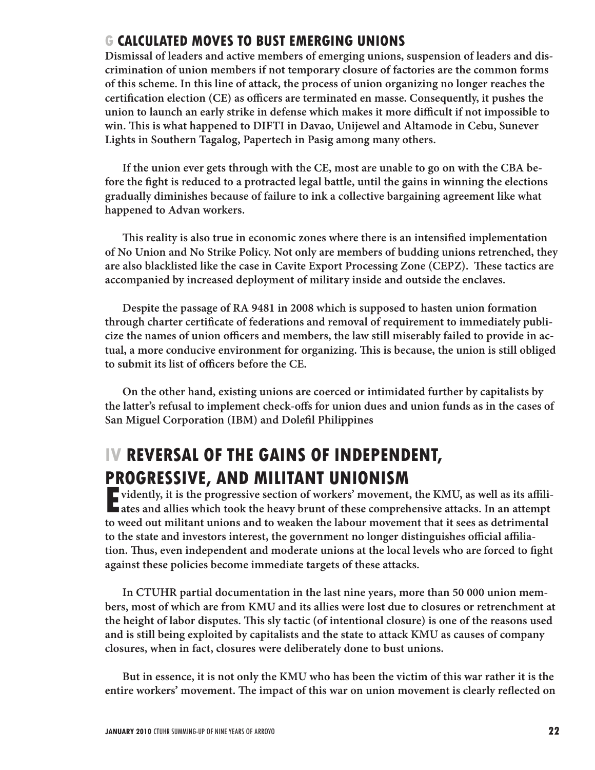## G CALCULATED MOVES TO BUST EMERGING UNIONS

**Dismissal of leaders and active members of emerging unions, suspension of leaders and discrimination of union members if not temporary closure of factories are the common forms of this scheme. In this line of attack, the process of union organizing no longer reaches the certification election (CE) as officers are terminated en masse. Consequently, it pushes the union to launch an early strike in defense which makes it more difficult if not impossible to win. This is what happened to DIFTI in Davao, Unijewel and Altamode in Cebu, Sunever Lights in Southern Tagalog, Papertech in Pasig among many others.**

**If the union ever gets through with the CE, most are unable to go on with the CBA before the fight is reduced to a protracted legal battle, until the gains in winning the elections gradually diminishes because of failure to ink a collective bargaining agreement like what happened to Advan workers.**

**This reality is also true in economic zones where there is an intensified implementation of No Union and No Strike Policy. Not only are members of budding unions retrenched, they are also blacklisted like the case in Cavite Export Processing Zone (CEPZ). These tactics are accompanied by increased deployment of military inside and outside the enclaves.**

**Despite the passage of RA 9481 in 2008 which is supposed to hasten union formation through charter certificate of federations and removal of requirement to immediately publicize the names of union officers and members, the law still miserably failed to provide in actual, a more conducive environment for organizing. This is because, the union is still obliged to submit its list of officers before the CE.**

**On the other hand, existing unions are coerced or intimidated further by capitalists by the latter's refusal to implement check-offs for union dues and union funds as in the cases of San Miguel Corporation (IBM) and Dolefil Philippines**

# IV REVERSAL OF THE GAINS OF INDEPENDENT, PROGRESSIVE, AND MILITANT UNIONISM

**Evidently, it is the progressive section of workers' movement, the KMU, as well as its affiliates and allies which took the heavy brunt of these comprehensive attacks. In an attempt to weed out militant unions and to weaken the labour movement that it sees as detrimental to the state and investors interest, the government no longer distinguishes official affiliation. Thus, even independent and moderate unions at the local levels who are forced to fight against these policies become immediate targets of these attacks.**

**In CTUHR partial documentation in the last nine years, more than 50 000 union members, most of which are from KMU and its allies were lost due to closures or retrenchment at the height of labor disputes. This sly tactic (of intentional closure) is one of the reasons used and is still being exploited by capitalists and the state to attack KMU as causes of company closures, when in fact, closures were deliberately done to bust unions.**

**But in essence, it is not only the KMU who has been the victim of this war rather it is the entire workers' movement. The impact of this war on union movement is clearly reflected on**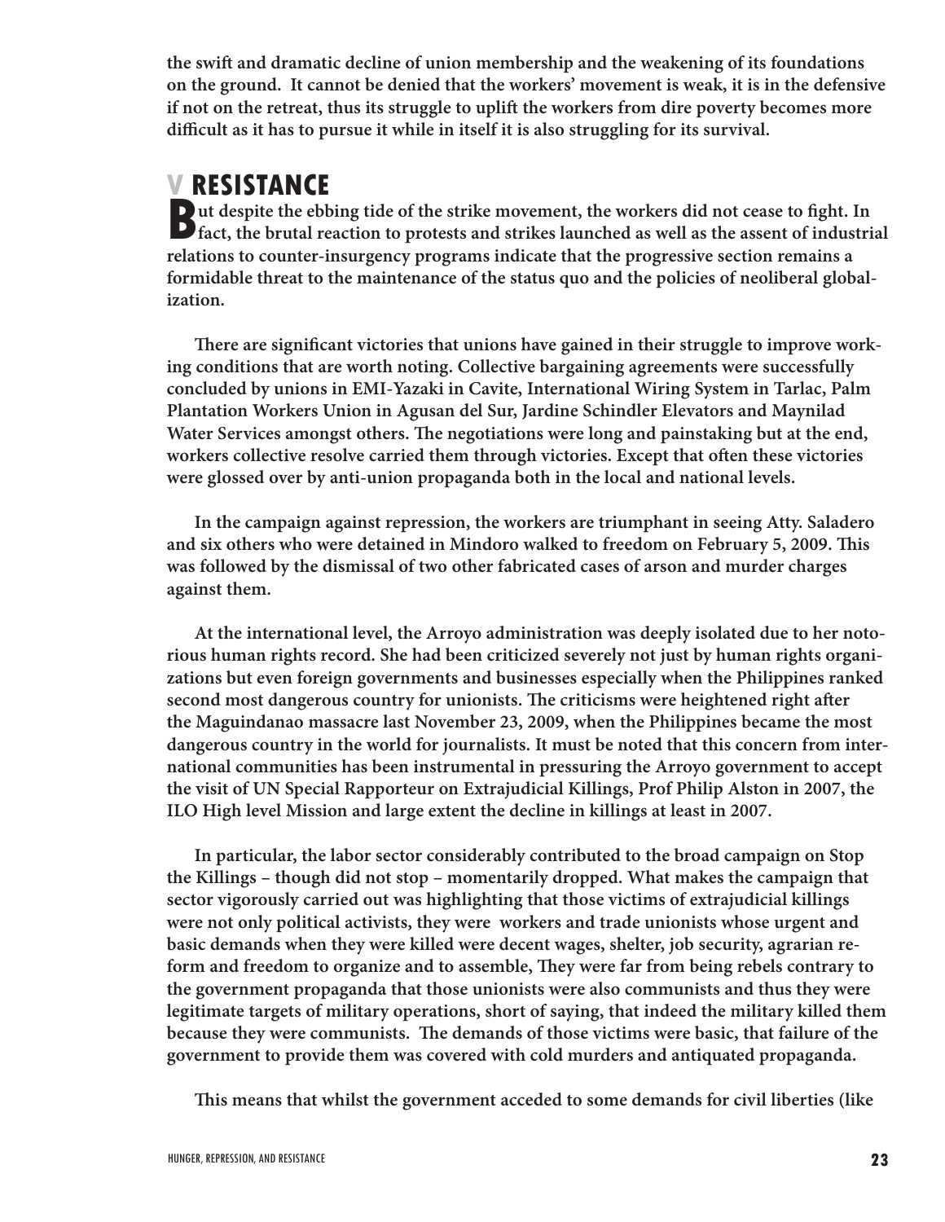**the swift and dramatic decline of union membership and the weakening of its foundations on the ground. It cannot be denied that the workers' movement is weak, it is in the defensive if not on the retreat, thus its struggle to uplift the workers from dire poverty becomes more difficult as it has to pursue it while in itself it is also struggling for its survival.**

## V RESISTANCE

**But despite the ebbing tide of the strike movement, the workers did not cease to fight. In fact, the brutal reaction to protests and strikes launched as well as the assent of industrial relations to counter-insurgency programs indicate that the progressive section remains a formidable threat to the maintenance of the status quo and the policies of neoliberal globalization.**

**There are significant victories that unions have gained in their struggle to improve working conditions that are worth noting. Collective bargaining agreements were successfully concluded by unions in EMI-Yazaki in Cavite, International Wiring System in Tarlac, Palm Plantation Workers Union in Agusan del Sur, Jardine Schindler Elevators and Maynilad Water Services amongst others. The negotiations were long and painstaking but at the end, workers collective resolve carried them through victories. Except that often these victories were glossed over by anti-union propaganda both in the local and national levels.**

**In the campaign against repression, the workers are triumphant in seeing Atty. Saladero and six others who were detained in Mindoro walked to freedom on February 5, 2009. This was followed by the dismissal of two other fabricated cases of arson and murder charges against them.**

**At the international level, the Arroyo administration was deeply isolated due to her notorious human rights record. She had been criticized severely not just by human rights organizations but even foreign governments and businesses especially when the Philippines ranked second most dangerous country for unionists. The criticisms were heightened right after the Maguindanao massacre last November 23, 2009, when the Philippines became the most dangerous country in the world for journalists. It must be noted that this concern from international communities has been instrumental in pressuring the Arroyo government to accept the visit of UN Special Rapporteur on Extrajudicial Killings, Prof Philip Alston in 2007, the ILO High level Mission and large extent the decline in killings at least in 2007.**

**In particular, the labor sector considerably contributed to the broad campaign on Stop the Killings – though did not stop – momentarily dropped. What makes the campaign that sector vigorously carried out was highlighting that those victims of extrajudicial killings were not only political activists, they were workers and trade unionists whose urgent and basic demands when they were killed were decent wages, shelter, job security, agrarian reform and freedom to organize and to assemble, They were far from being rebels contrary to the government propaganda that those unionists were also communists and thus they were legitimate targets of military operations, short of saying, that indeed the military killed them because they were communists. The demands of those victims were basic, that failure of the government to provide them was covered with cold murders and antiquated propaganda.**

**This means that whilst the government acceded to some demands for civil liberties (like**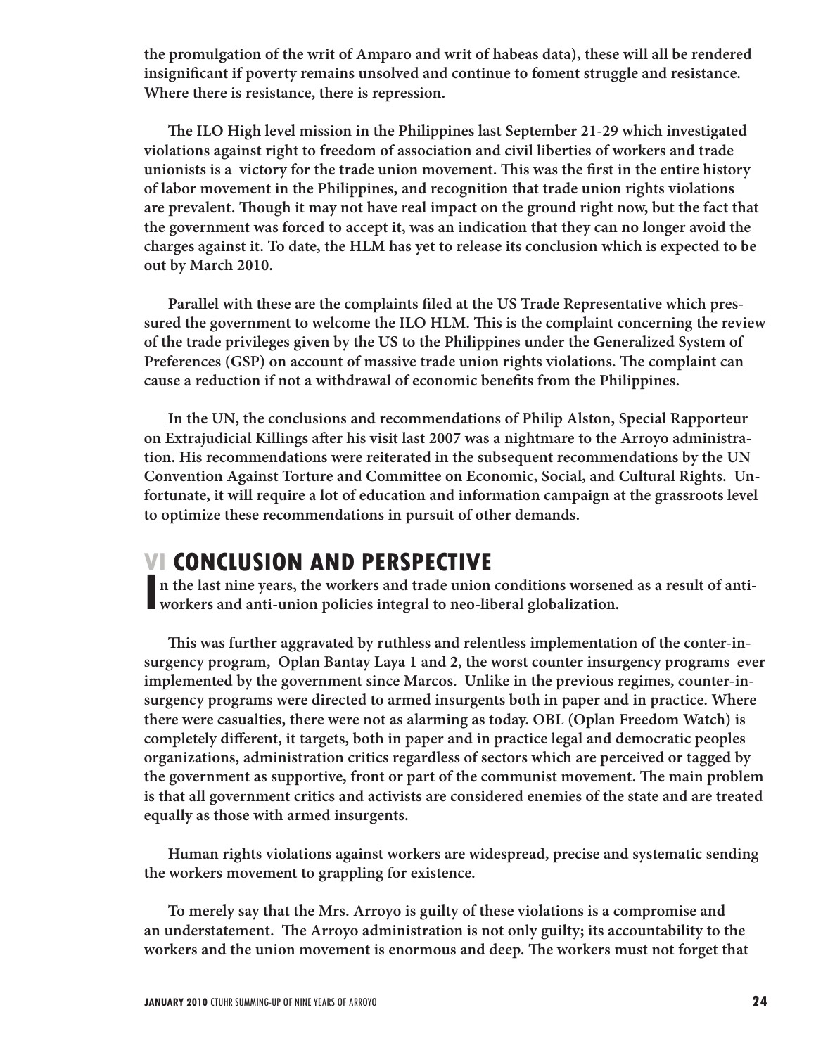**the promulgation of the writ of Amparo and writ of habeas data), these will all be rendered insignificant if poverty remains unsolved and continue to foment struggle and resistance. Where there is resistance, there is repression.**

**The ILO High level mission in the Philippines last September 21-29 which investigated violations against right to freedom of association and civil liberties of workers and trade unionists is a victory for the trade union movement. This was the first in the entire history of labor movement in the Philippines, and recognition that trade union rights violations are prevalent. Though it may not have real impact on the ground right now, but the fact that the government was forced to accept it, was an indication that they can no longer avoid the charges against it. To date, the HLM has yet to release its conclusion which is expected to be out by March 2010.**

**Parallel with these are the complaints filed at the US Trade Representative which pressured the government to welcome the ILO HLM. This is the complaint concerning the review of the trade privileges given by the US to the Philippines under the Generalized System of Preferences (GSP) on account of massive trade union rights violations. The complaint can cause a reduction if not a withdrawal of economic benefits from the Philippines.**

**In the UN, the conclusions and recommendations of Philip Alston, Special Rapporteur on Extrajudicial Killings after his visit last 2007 was a nightmare to the Arroyo administration. His recommendations were reiterated in the subsequent recommendations by the UN Convention Against Torture and Committee on Economic, Social, and Cultural Rights. Unfortunate, it will require a lot of education and information campaign at the grassroots level to optimize these recommendations in pursuit of other demands.**

## VI CONCLUSION AND PERSPECTIVE

**In the last nine years, the workers and trade union conditions worsened as a result of anti-workers and anti-union policies integral to neo-liberal globalization.**

**This was further aggravated by ruthless and relentless implementation of the conter-insurgency program, Oplan Bantay Laya 1 and 2, the worst counter insurgency programs ever implemented by the government since Marcos. Unlike in the previous regimes, counter-insurgency programs were directed to armed insurgents both in paper and in practice. Where there were casualties, there were not as alarming as today. OBL (Oplan Freedom Watch) is completely different, it targets, both in paper and in practice legal and democratic peoples organizations, administration critics regardless of sectors which are perceived or tagged by the government as supportive, front or part of the communist movement. The main problem is that all government critics and activists are considered enemies of the state and are treated equally as those with armed insurgents.**

**Human rights violations against workers are widespread, precise and systematic sending the workers movement to grappling for existence.**

**To merely say that the Mrs. Arroyo is guilty of these violations is a compromise and an understatement. The Arroyo administration is not only guilty; its accountability to the workers and the union movement is enormous and deep. The workers must not forget that**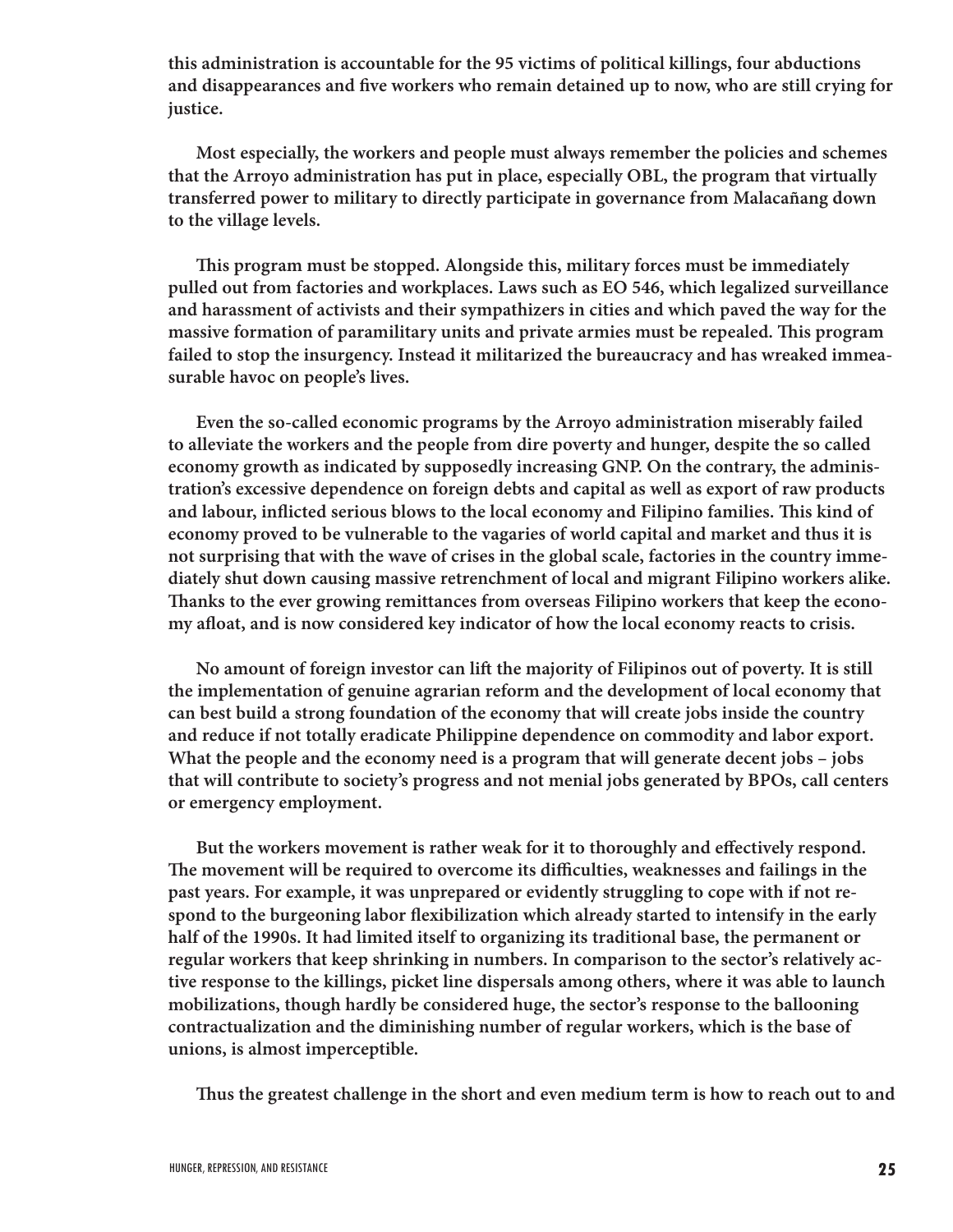**this administration is accountable for the 95 victims of political killings, four abductions and disappearances and five workers who remain detained up to now, who are still crying for justice.**

**Most especially, the workers and people must always remember the policies and schemes that the Arroyo administration has put in place, especially OBL, the program that virtually transferred power to military to directly participate in governance from Malacañang down to the village levels.**

**This program must be stopped. Alongside this, military forces must be immediately pulled out from factories and workplaces. Laws such as EO 546, which legalized surveillance and harassment of activists and their sympathizers in cities and which paved the way for the massive formation of paramilitary units and private armies must be repealed. This program failed to stop the insurgency. Instead it militarized the bureaucracy and has wreaked immeasurable havoc on people's lives.**

**Even the so-called economic programs by the Arroyo administration miserably failed to alleviate the workers and the people from dire poverty and hunger, despite the so called economy growth as indicated by supposedly increasing GNP. On the contrary, the administration's excessive dependence on foreign debts and capital as well as export of raw products and labour, inflicted serious blows to the local economy and Filipino families. This kind of economy proved to be vulnerable to the vagaries of world capital and market and thus it is not surprising that with the wave of crises in the global scale, factories in the country immediately shut down causing massive retrenchment of local and migrant Filipino workers alike. Thanks to the ever growing remittances from overseas Filipino workers that keep the economy afloat, and is now considered key indicator of how the local economy reacts to crisis.**

**No amount of foreign investor can lift the majority of Filipinos out of poverty. It is still the implementation of genuine agrarian reform and the development of local economy that can best build a strong foundation of the economy that will create jobs inside the country and reduce if not totally eradicate Philippine dependence on commodity and labor export. What the people and the economy need is a program that will generate decent jobs – jobs that will contribute to society's progress and not menial jobs generated by BPOs, call centers or emergency employment.**

**But the workers movement is rather weak for it to thoroughly and effectively respond. The movement will be required to overcome its difficulties, weaknesses and failings in the past years. For example, it was unprepared or evidently struggling to cope with if not respond to the burgeoning labor flexibilization which already started to intensify in the early half of the 1990s. It had limited itself to organizing its traditional base, the permanent or regular workers that keep shrinking in numbers. In comparison to the sector's relatively active response to the killings, picket line dispersals among others, where it was able to launch mobilizations, though hardly be considered huge, the sector's response to the ballooning contractualization and the diminishing number of regular workers, which is the base of unions, is almost imperceptible.**

**Thus the greatest challenge in the short and even medium term is how to reach out to and**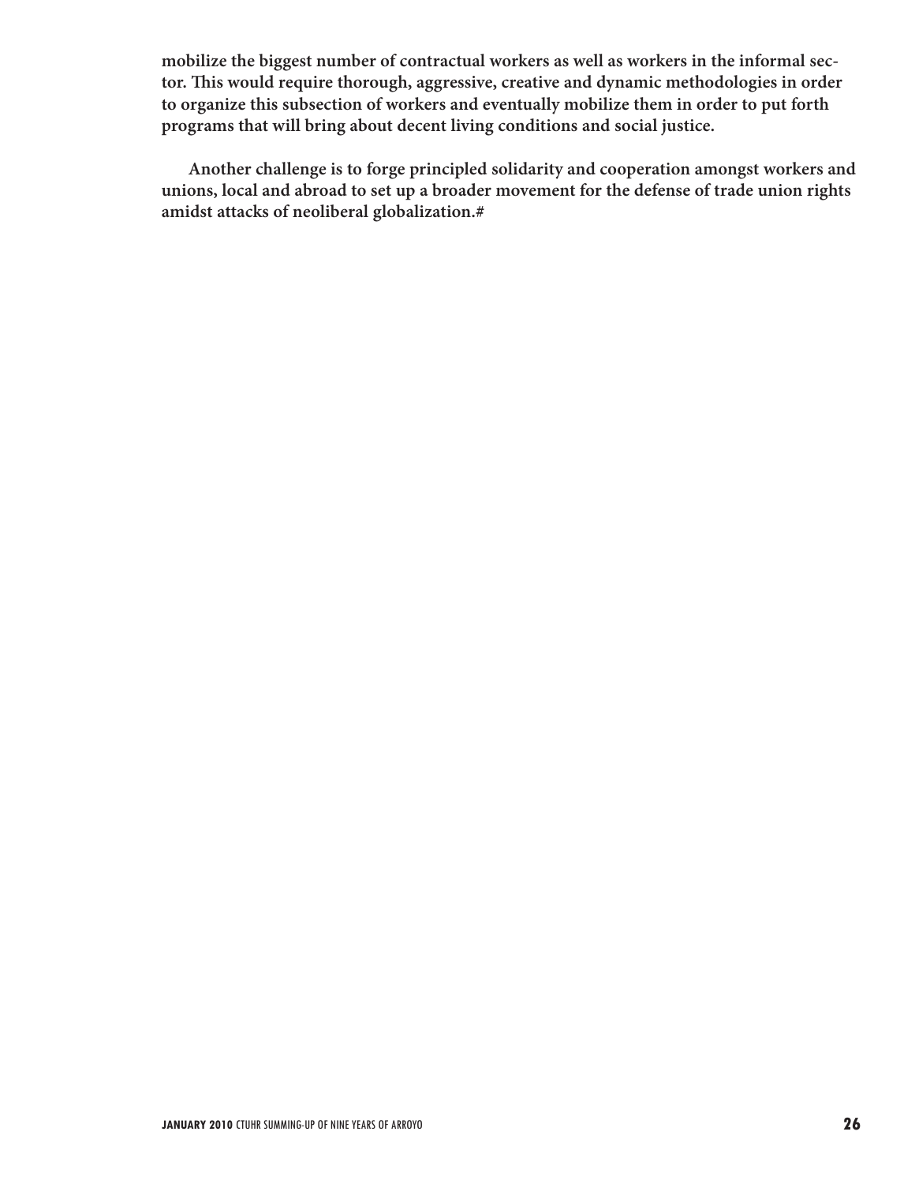**mobilize the biggest number of contractual workers as well as workers in the informal sector. This would require thorough, aggressive, creative and dynamic methodologies in order to organize this subsection of workers and eventually mobilize them in order to put forth programs that will bring about decent living conditions and social justice.**

**Another challenge is to forge principled solidarity and cooperation amongst workers and unions, local and abroad to set up a broader movement for the defense of trade union rights amidst attacks of neoliberal globalization.#**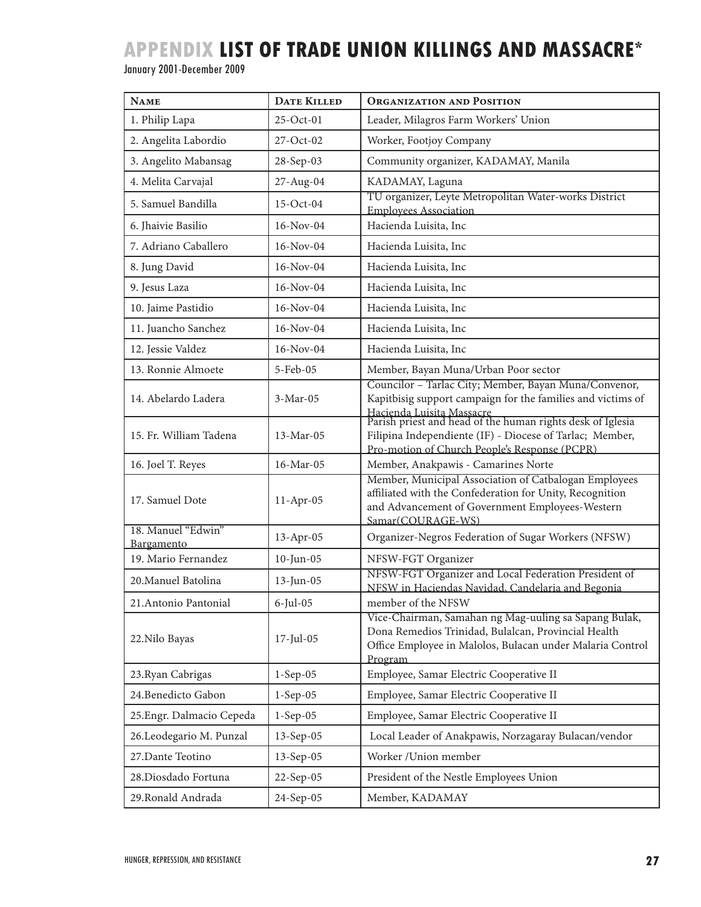# APPENDIX LIST OF TRADE UNION KILLINGS AND MASSACRE*

January 2001-December 2009

| Name | Date Killed | Organization and Position |
|---|---|---|
| 1. Philip Lapa | 25-Oct-01 | Leader, Milagros Farm Workers' Union |
| 2. Angelita Labordio | 27-Oct-02 | Worker, Footjoy Company |
| 3. Angelito Mabansag | 28-Sep-03 | Community organizer, KADAMAY, Manila |
| 4. Melita Carvajal | 27-Aug-04 | KADAMAY, Laguna |
| 5. Samuel Bandilla | 15-Oct-04 | TU organizer, Leyte Metropolitan Water-works District Employees Association |
| 6. Jhaivie Basilio | 16-Nov-04 | Hacienda Luisita, Inc |
| 7. Adriano Caballero | 16-Nov-04 | Hacienda Luisita, Inc |
| 8. Jung David | 16-Nov-04 | Hacienda Luisita, Inc |
| 9. Jesus Laza | 16-Nov-04 | Hacienda Luisita, Inc |
| 10. Jaime Pastidio | 16-Nov-04 | Hacienda Luisita, Inc |
| 11. Juancho Sanchez | 16-Nov-04 | Hacienda Luisita, Inc |
| 12. Jessie Valdez | 16-Nov-04 | Hacienda Luisita, Inc |
| 13. Ronnie Almoete | 5-Feb-05 | Member, Bayan Muna/Urban Poor sector |
| 14. Abelardo Ladera | 3-Mar-05 | Councilor – Tarlac City; Member, Bayan Muna/Convenor, Kapitbisig support campaign for the families and victims of Hacienda Luisita Massacre |
| 15. Fr. William Tadena | 13-Mar-05 | Parish priest and head of the human rights desk of Iglesia Filipina Independiente (IF) - Diocese of Tarlac; Member, Pro-motion of Church People's Response (PCPR) |
| 16. Joel T. Reyes | 16-Mar-05 | Member, Anakpawis - Camarines Norte |
| 17. Samuel Dote | 11-Apr-05 | Member, Municipal Association of Catbalogan Employees affiliated with the Confederation for Unity, Recognition and Advancement of Government Employees-Western Samar(COURAGE-WS) |
| 18. Manuel "Edwin" Bargamento | 13-Apr-05 | Organizer-Negros Federation of Sugar Workers (NFSW) |
| 19. Mario Fernandez | 10-Jun-05 | NFSW-FGT Organizer |
| 20.Manuel Batolina | 13-Jun-05 | NFSW-FGT Organizer and Local Federation President of NFSW in Haciendas Navidad, Candelaria and Begonia |
| 21.Antonio Pantonial | 6-Jul-05 | member of the NFSW |
| 22.Nilo Bayas | 17-Jul-05 | Vice-Chairman, Samahan ng Mag-uuling sa Sapang Bulak, Dona Remedios Trinidad, Bulalcan, Provincial Health Office Employee in Malolos, Bulacan under Malaria Control Program |
| 23.Ryan Cabrigas | 1-Sep-05 | Employee, Samar Electric Cooperative II |
| 24.Benedicto Gabon | 1-Sep-05 | Employee, Samar Electric Cooperative II |
| 25.Engr. Dalmacio Cepeda | 1-Sep-05 | Employee, Samar Electric Cooperative II |
| 26.Leodegario M. Punzal | 13-Sep-05 | Local Leader of Anakpawis, Norzagaray Bulacan/vendor |
| 27.Dante Teotino | 13-Sep-05 | Worker /Union member |
| 28.Diosdado Fortuna | 22-Sep-05 | President of the Nestle Employees Union |
| 29.Ronald Andrada | 24-Sep-05 | Member, KADAMAY |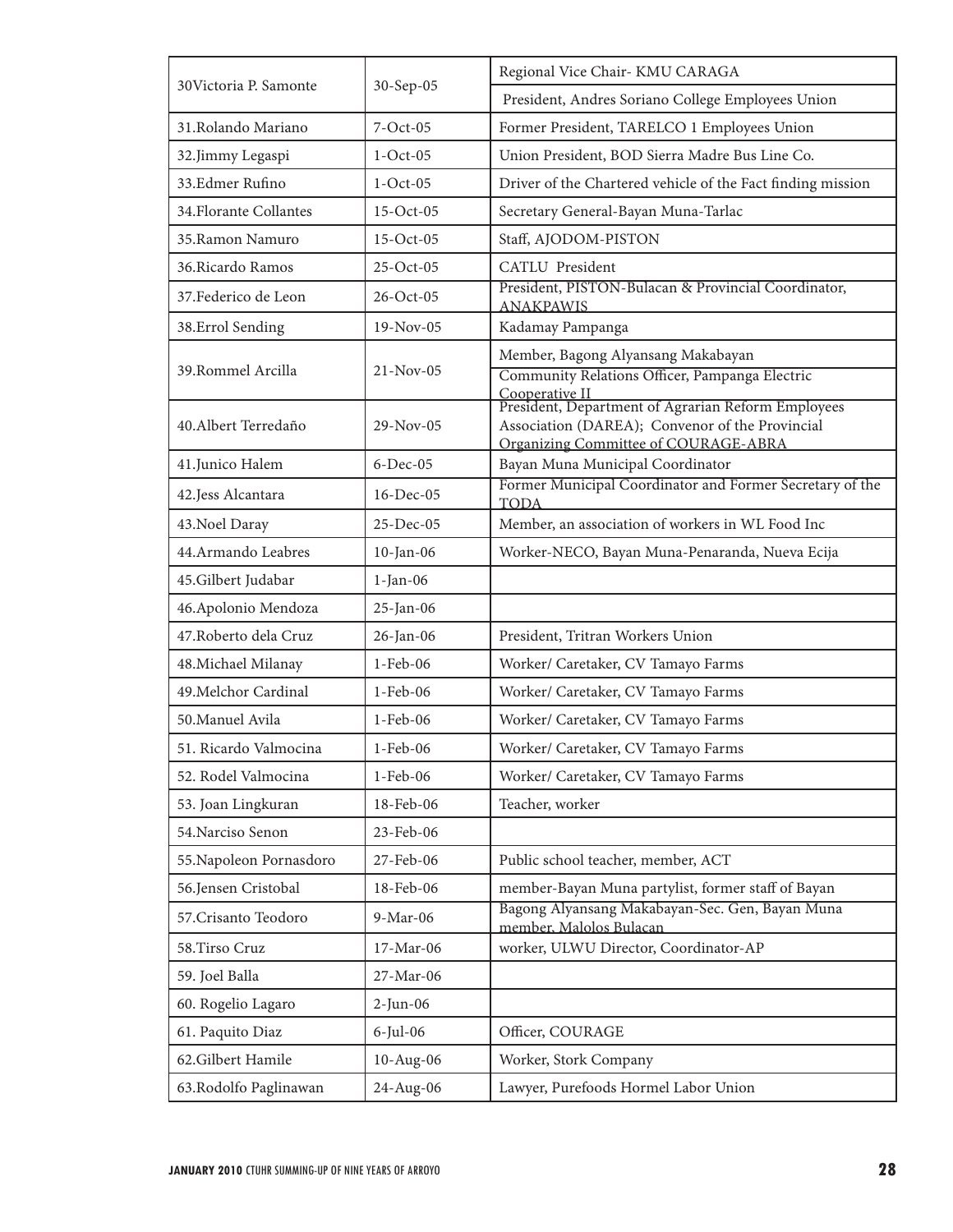| | | |
|---|---|---|
| 30Victoria P. Samonte | 30-Sep-05 | Regional Vice Chair- KMU CARAGA<br>President, Andres Soriano College Employees Union |
| 31.Rolando Mariano | 7-Oct-05 | Former President, TARELCO 1 Employees Union |
| 32.Jimmy Legaspi | 1-Oct-05 | Union President, BOD Sierra Madre Bus Line Co. |
| 33.Edmer Rufino | 1-Oct-05 | Driver of the Chartered vehicle of the Fact finding mission |
| 34.Florante Collantes | 15-Oct-05 | Secretary General-Bayan Muna-Tarlac |
| 35.Ramon Namuro | 15-Oct-05 | Staff, AJODOM-PISTON |
| 36.Ricardo Ramos | 25-Oct-05 | CATLU President |
| 37.Federico de Leon | 26-Oct-05 | President, PISTON-Bulacan & Provincial Coordinator, ANAKPAWIS |
| 38.Errol Sending | 19-Nov-05 | Kadamay Pampanga |
| 39.Rommel Arcilla | 21-Nov-05 | Member, Bagong Alyansang Makabayan<br>Community Relations Officer, Pampanga Electric Cooperative II |
| 40.Albert Terredaño | 29-Nov-05 | President, Department of Agrarian Reform Employees Association (DAREA); Convenor of the Provincial Organizing Committee of COURAGE-ABRA |
| 41.Junico Halem | 6-Dec-05 | Bayan Muna Municipal Coordinator |
| 42.Jess Alcantara | 16-Dec-05 | Former Municipal Coordinator and Former Secretary of the TODA |
| 43.Noel Daray | 25-Dec-05 | Member, an association of workers in WL Food Inc |
| 44.Armando Leabres | 10-Jan-06 | Worker-NECO, Bayan Muna-Penaranda, Nueva Ecija |
| 45.Gilbert Judabar | 1-Jan-06 | |
| 46.Apolonio Mendoza | 25-Jan-06 | |
| 47.Roberto dela Cruz | 26-Jan-06 | President, Tritran Workers Union |
| 48.Michael Milanay | 1-Feb-06 | Worker/ Caretaker, CV Tamayo Farms |
| 49.Melchor Cardinal | 1-Feb-06 | Worker/ Caretaker, CV Tamayo Farms |
| 50.Manuel Avila | 1-Feb-06 | Worker/ Caretaker, CV Tamayo Farms |
| 51. Ricardo Valmocina | 1-Feb-06 | Worker/ Caretaker, CV Tamayo Farms |
| 52. Rodel Valmocina | 1-Feb-06 | Worker/ Caretaker, CV Tamayo Farms |
| 53. Joan Lingkuran | 18-Feb-06 | Teacher, worker |
| 54.Narciso Senon | 23-Feb-06 | |
| 55.Napoleon Pornasdoro | 27-Feb-06 | Public school teacher, member, ACT |
| 56.Jensen Cristobal | 18-Feb-06 | member-Bayan Muna partylist, former staff of Bayan |
| 57.Crisanto Teodoro | 9-Mar-06 | Bagong Alyansang Makabayan-Sec. Gen, Bayan Muna member, Malolos Bulacan |
| 58.Tirso Cruz | 17-Mar-06 | worker, ULWU Director, Coordinator-AP |
| 59. Joel Balla | 27-Mar-06 | |
| 60. Rogelio Lagaro | 2-Jun-06 | |
| 61. Paquito Diaz | 6-Jul-06 | Officer, COURAGE |
| 62.Gilbert Hamile | 10-Aug-06 | Worker, Stork Company |
| 63.Rodolfo Paglinawan | 24-Aug-06 | Lawyer, Purefoods Hormel Labor Union |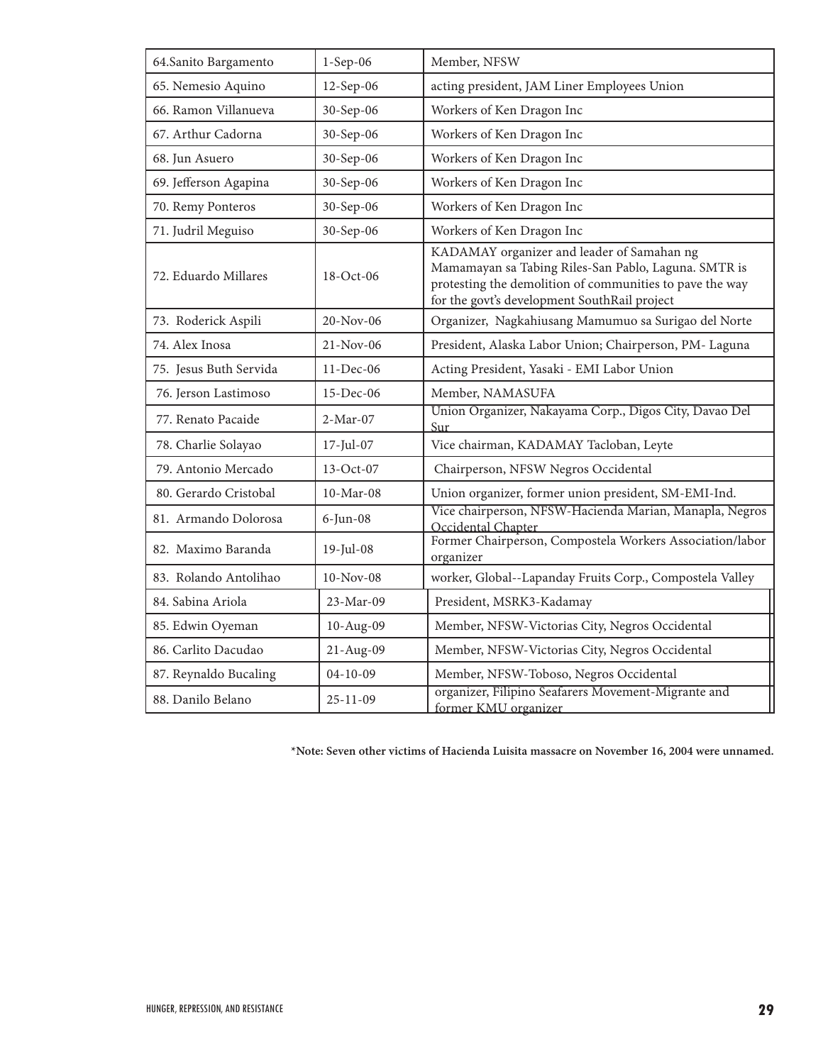| 64.Sanito Bargamento | 1-Sep-06 | Member, NFSW |
|---|---|---|
| 65. Nemesio Aquino | 12-Sep-06 | acting president, JAM Liner Employees Union |
| 66. Ramon Villanueva | 30-Sep-06 | Workers of Ken Dragon Inc |
| 67. Arthur Cadorna | 30-Sep-06 | Workers of Ken Dragon Inc |
| 68. Jun Asuero | 30-Sep-06 | Workers of Ken Dragon Inc |
| 69. Jefferson Agapina | 30-Sep-06 | Workers of Ken Dragon Inc |
| 70. Remy Ponteros | 30-Sep-06 | Workers of Ken Dragon Inc |
| 71. Judril Meguiso | 30-Sep-06 | Workers of Ken Dragon Inc |
| 72. Eduardo Millares | 18-Oct-06 | KADAMAY organizer and leader of Samahan ng Mamamayan sa Tabing Riles-San Pablo, Laguna. SMTR is protesting the demolition of communities to pave the way for the govt's development SouthRail project |
| 73. Roderick Aspili | 20-Nov-06 | Organizer, Nagkahiusang Mamumuo sa Surigao del Norte |
| 74. Alex Inosa | 21-Nov-06 | President, Alaska Labor Union; Chairperson, PM- Laguna |
| 75. Jesus Buth Servida | 11-Dec-06 | Acting President, Yasaki - EMI Labor Union |
| 76. Jerson Lastimoso | 15-Dec-06 | Member, NAMASUFA |
| 77. Renato Pacaide | 2-Mar-07 | Union Organizer, Nakayama Corp., Digos City, Davao Del Sur |
| 78. Charlie Solayao | 17-Jul-07 | Vice chairman, KADAMAY Tacloban, Leyte |
| 79. Antonio Mercado | 13-Oct-07 | Chairperson, NFSW Negros Occidental |
| 80. Gerardo Cristobal | 10-Mar-08 | Union organizer, former union president, SM-EMI-Ind. |
| 81. Armando Dolorosa | 6-Jun-08 | Vice chairperson, NFSW-Hacienda Marian, Manapla, Negros Occidental Chapter |
| 82. Maximo Baranda | 19-Jul-08 | Former Chairperson, Compostela Workers Association/labor organizer |
| 83. Rolando Antolihao | 10-Nov-08 | worker, Global--Lapanday Fruits Corp., Compostela Valley |
| 84. Sabina Ariola | 23-Mar-09 | President, MSRK3-Kadamay |
| 85. Edwin Oyeman | 10-Aug-09 | Member, NFSW-Victorias City, Negros Occidental |
| 86. Carlito Dacudao | 21-Aug-09 | Member, NFSW-Victorias City, Negros Occidental |
| 87. Reynaldo Bucaling | 04-10-09 | Member, NFSW-Toboso, Negros Occidental |
| 88. Danilo Belano | 25-11-09 | organizer, Filipino Seafarers Movement-Migrante and former KMU organizer |

**\*Note: Seven other victims of Hacienda Luisita massacre on November 16, 2004 were unnamed.**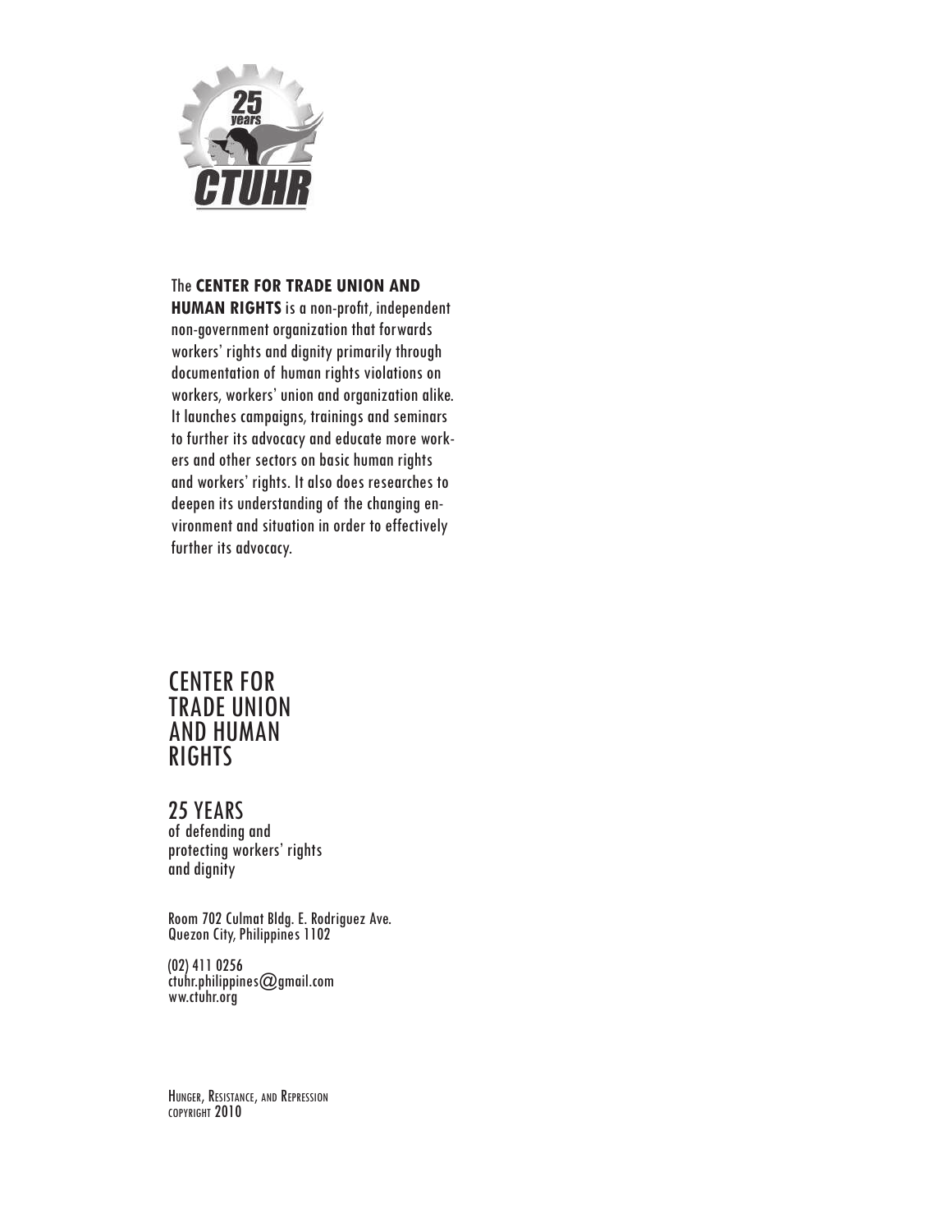The **CENTER FOR TRADE UNION AND HUMAN RIGHTS** is a non-profit, independent non-government organization that forwards workers' rights and dignity primarily through documentation of human rights violations on workers, workers' union and organization alike. It launches campaigns, trainings and seminars to further its advocacy and educate more workers and other sectors on basic human rights and workers' rights. It also does researches to deepen its understanding of the changing environment and situation in order to effectively further its advocacy.

# CENTER FOR TRADE UNION AND HUMAN RIGHTS

## 25 YEARS

of defending and protecting workers' rights and dignity

Room 702 Culmat Bldg. E. Rodriguez Ave.
Quezon City, Philippines 1102

(02) 411 0256
ctuhr.philippines@gmail.com
ww.ctuhr.org

HUNGER, RESISTANCE, AND REPRESSION
COPYRIGHT 2010